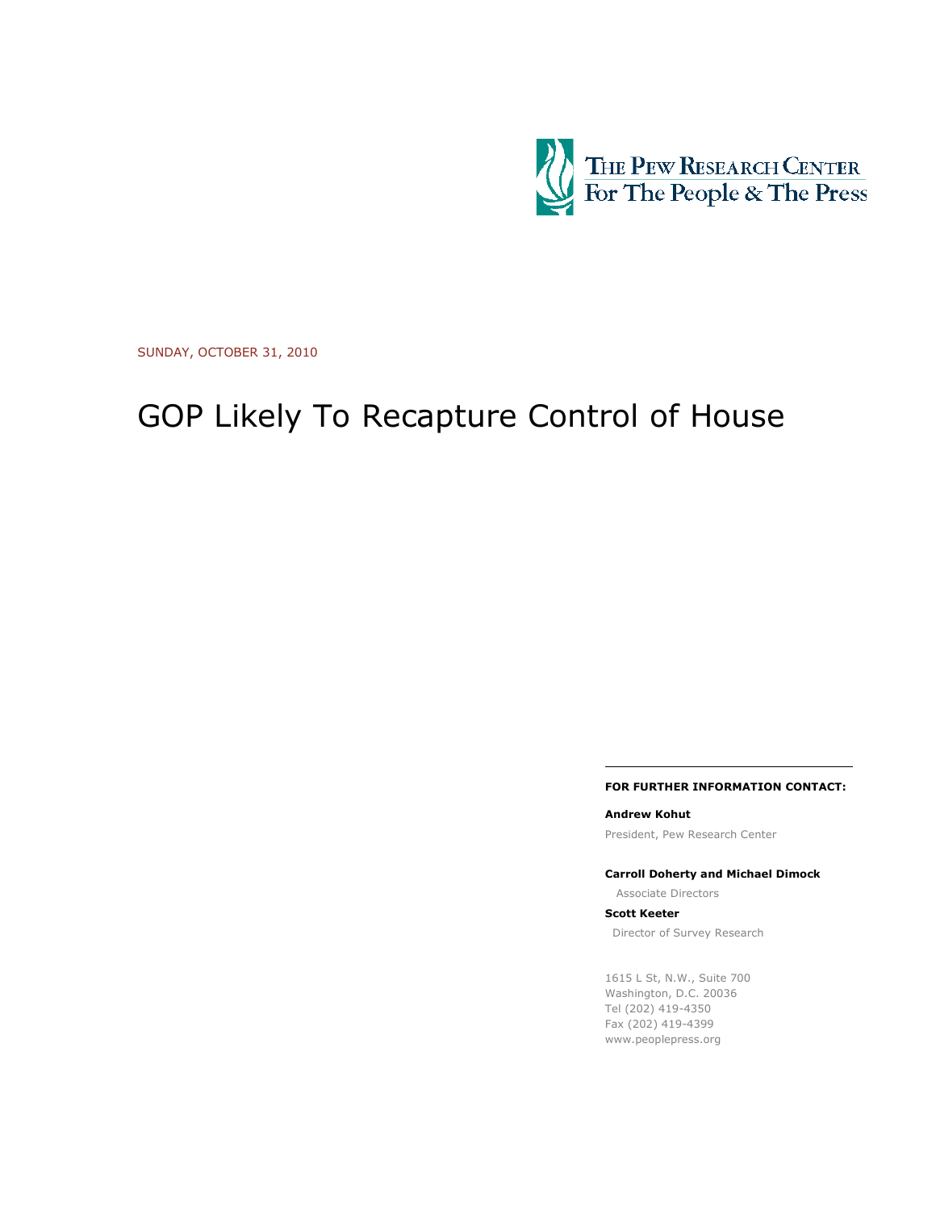THE PEW RESEARCH CENTER
For The People & The Press

SUNDAY, OCTOBER 31, 2010

# GOP Likely To Recapture Control of House

**FOR FURTHER INFORMATION CONTACT:**

**Andrew Kohut**
President, Pew Research Center

**Carroll Doherty and Michael Dimock**
Associate Directors

**Scott Keeter**
Director of Survey Research

1615 L St, N.W., Suite 700
Washington, D.C. 20036
Tel (202) 419-4350
Fax (202) 419-4399
www.peoplepress.org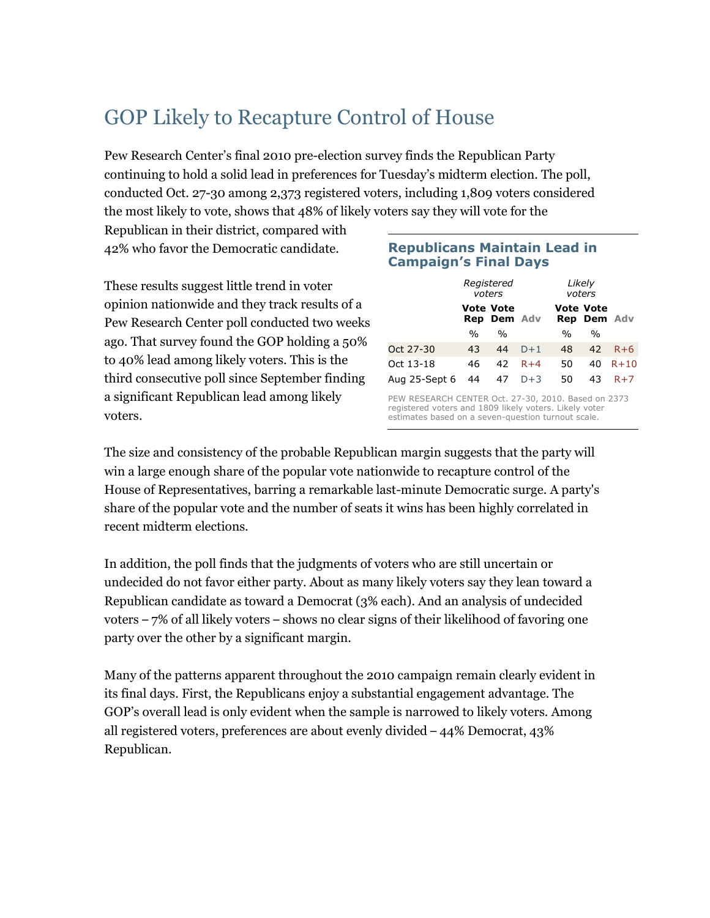# GOP Likely to Recapture Control of House

Pew Research Center's final 2010 pre-election survey finds the Republican Party continuing to hold a solid lead in preferences for Tuesday's midterm election. The poll, conducted Oct. 27-30 among 2,373 registered voters, including 1,809 voters considered the most likely to vote, shows that 48% of likely voters say they will vote for the Republican in their district, compared with 42% who favor the Democratic candidate.

These results suggest little trend in voter opinion nationwide and they track results of a Pew Research Center poll conducted two weeks ago. That survey found the GOP holding a 50% to 40% lead among likely voters. This is the third consecutive poll since September finding a significant Republican lead among likely voters.

**Republicans Maintain Lead in Campaign's Final Days**

| | *Registered voters* | | | *Likely voters* | | |
|---|---|---|---|---|---|---|
| | **Vote Rep** | **Vote Dem** | **Adv** | **Vote Rep** | **Vote Dem** | **Adv** |
| | % | % | | % | % | |
| Oct 27-30 | 43 | 44 | D+1 | 48 | 42 | R+6 |
| Oct 13-18 | 46 | 42 | R+4 | 50 | 40 | R+10 |
| Aug 25-Sept 6 | 44 | 47 | D+3 | 50 | 43 | R+7 |

PEW RESEARCH CENTER Oct. 27-30, 2010. Based on 2373 registered voters and 1809 likely voters. Likely voter estimates based on a seven-question turnout scale.

The size and consistency of the probable Republican margin suggests that the party will win a large enough share of the popular vote nationwide to recapture control of the House of Representatives, barring a remarkable last-minute Democratic surge. A party's share of the popular vote and the number of seats it wins has been highly correlated in recent midterm elections.

In addition, the poll finds that the judgments of voters who are still uncertain or undecided do not favor either party. About as many likely voters say they lean toward a Republican candidate as toward a Democrat (3% each). And an analysis of undecided voters – 7% of all likely voters – shows no clear signs of their likelihood of favoring one party over the other by a significant margin.

Many of the patterns apparent throughout the 2010 campaign remain clearly evident in its final days. First, the Republicans enjoy a substantial engagement advantage. The GOP's overall lead is only evident when the sample is narrowed to likely voters. Among all registered voters, preferences are about evenly divided – 44% Democrat, 43% Republican.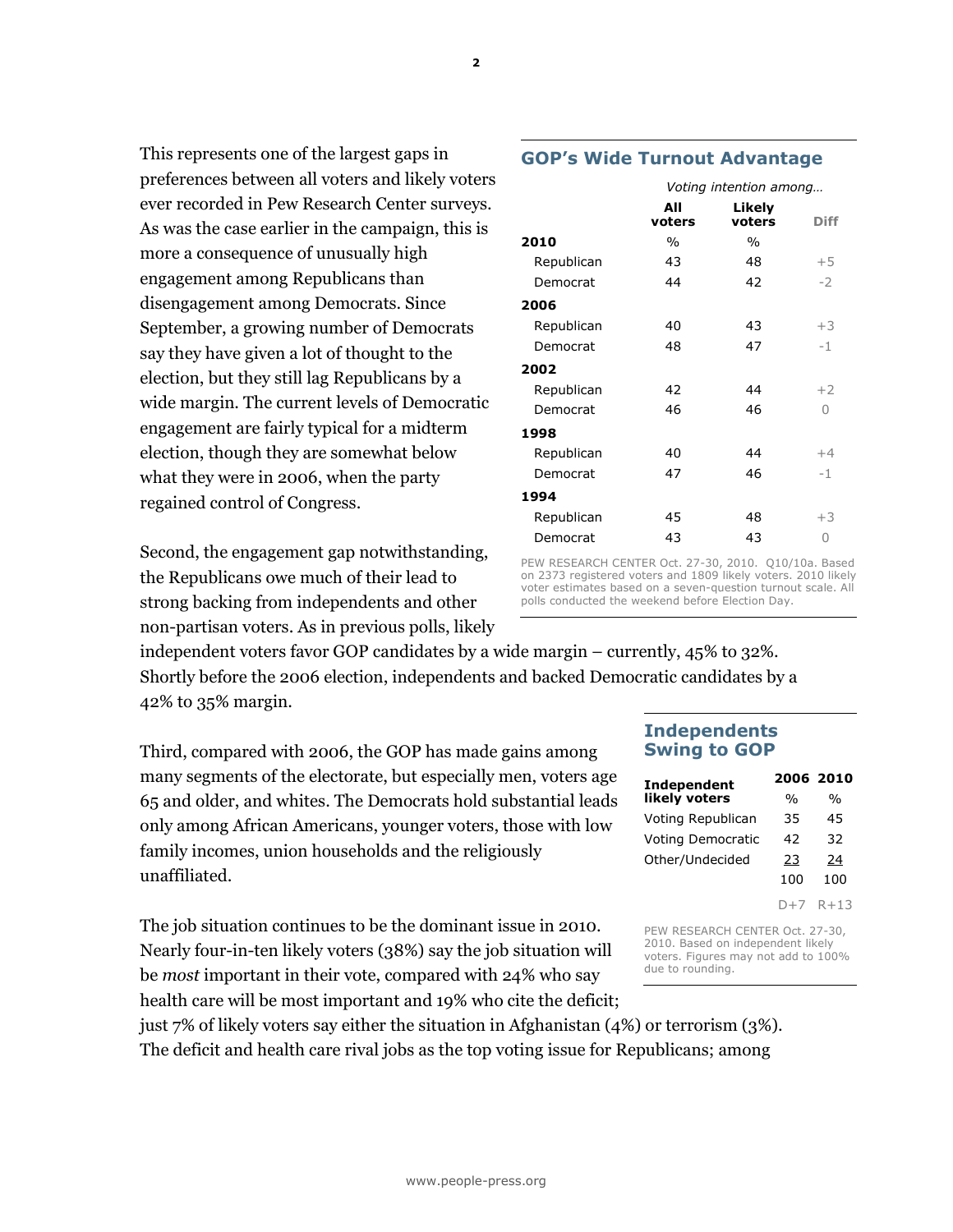This represents one of the largest gaps in preferences between all voters and likely voters ever recorded in Pew Research Center surveys. As was the case earlier in the campaign, this is more a consequence of unusually high engagement among Republicans than disengagement among Democrats. Since September, a growing number of Democrats say they have given a lot of thought to the election, but they still lag Republicans by a wide margin. The current levels of Democratic engagement are fairly typical for a midterm election, though they are somewhat below what they were in 2006, when the party regained control of Congress.

### GOP's Wide Turnout Advantage

| | *Voting intention among…* | | |
|---|---|---|---|
| | **All voters** | **Likely voters** | **Diff** |
| **2010** | % | % | |
| Republican | 43 | 48 | +5 |
| Democrat | 44 | 42 | -2 |
| **2006** | | | |
| Republican | 40 | 43 | +3 |
| Democrat | 48 | 47 | -1 |
| **2002** | | | |
| Republican | 42 | 44 | +2 |
| Democrat | 46 | 46 | 0 |
| **1998** | | | |
| Republican | 40 | 44 | +4 |
| Democrat | 47 | 46 | -1 |
| **1994** | | | |
| Republican | 45 | 48 | +3 |
| Democrat | 43 | 43 | 0 |

PEW RESEARCH CENTER Oct. 27-30, 2010. Q10/10a. Based on 2373 registered voters and 1809 likely voters. 2010 likely voter estimates based on a seven-question turnout scale. All polls conducted the weekend before Election Day.

Second, the engagement gap notwithstanding, the Republicans owe much of their lead to strong backing from independents and other non-partisan voters. As in previous polls, likely independent voters favor GOP candidates by a wide margin – currently, 45% to 32%. Shortly before the 2006 election, independents and backed Democratic candidates by a 42% to 35% margin.

### Independents Swing to GOP

| **Independent likely voters** | **2006** | **2010** |
|---|---|---|
| | % | % |
| Voting Republican | 35 | 45 |
| Voting Democratic | 42 | 32 |
| Other/Undecided | 23 | 24 |
| | 100 | 100 |
| | D+7 | R+13 |

PEW RESEARCH CENTER Oct. 27-30, 2010. Based on independent likely voters. Figures may not add to 100% due to rounding.

Third, compared with 2006, the GOP has made gains among many segments of the electorate, but especially men, voters age 65 and older, and whites. The Democrats hold substantial leads only among African Americans, younger voters, those with low family incomes, union households and the religiously unaffiliated.

The job situation continues to be the dominant issue in 2010. Nearly four-in-ten likely voters (38%) say the job situation will be *most* important in their vote, compared with 24% who say health care will be most important and 19% who cite the deficit; just 7% of likely voters say either the situation in Afghanistan (4%) or terrorism (3%). The deficit and health care rival jobs as the top voting issue for Republicans; among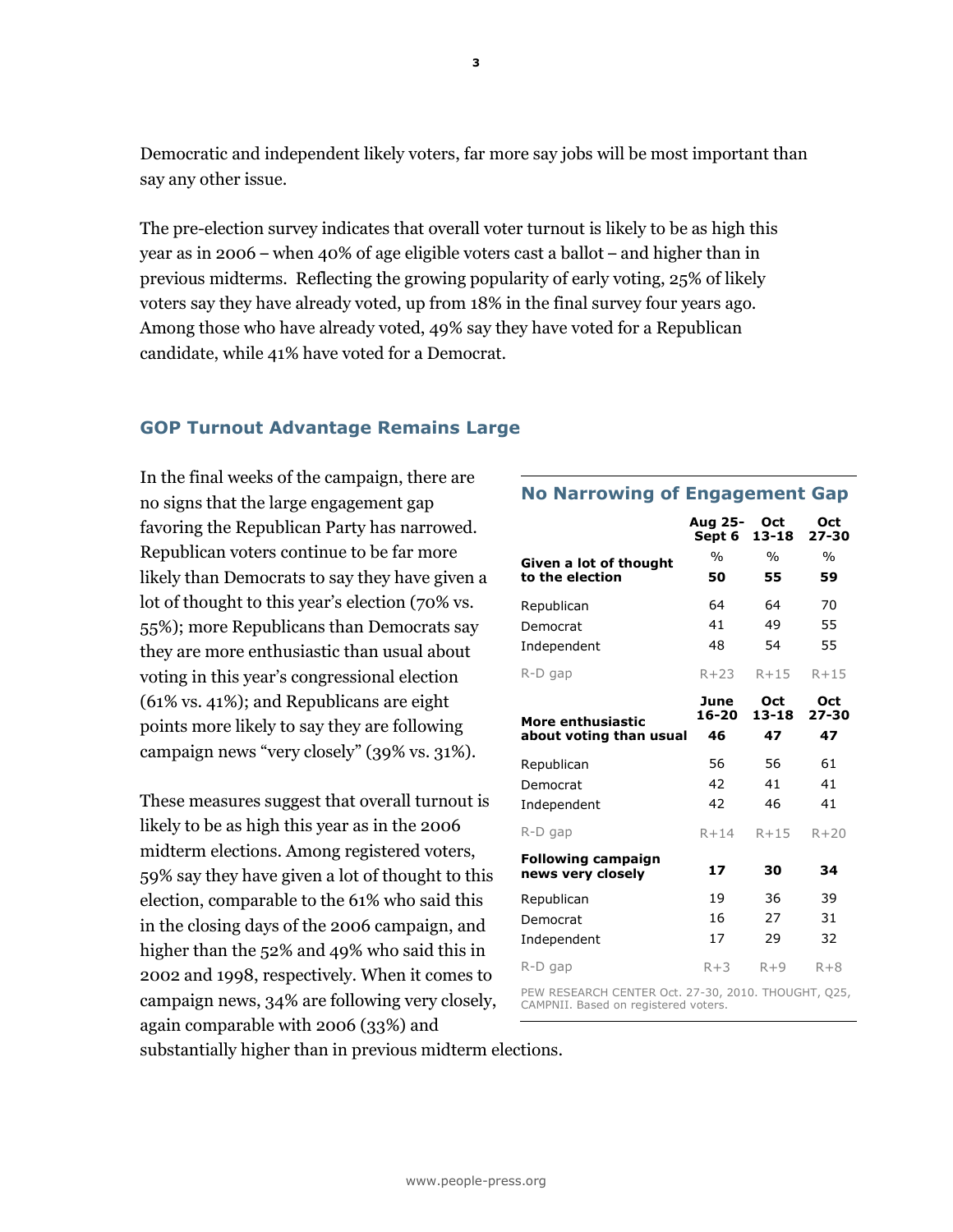Democratic and independent likely voters, far more say jobs will be most important than say any other issue.

The pre-election survey indicates that overall voter turnout is likely to be as high this year as in 2006 – when 40% of age eligible voters cast a ballot – and higher than in previous midterms. Reflecting the growing popularity of early voting, 25% of likely voters say they have already voted, up from 18% in the final survey four years ago. Among those who have already voted, 49% say they have voted for a Republican candidate, while 41% have voted for a Democrat.

## GOP Turnout Advantage Remains Large

In the final weeks of the campaign, there are no signs that the large engagement gap favoring the Republican Party has narrowed. Republican voters continue to be far more likely than Democrats to say they have given a lot of thought to this year's election (70% vs. 55%); more Republicans than Democrats say they are more enthusiastic than usual about voting in this year's congressional election (61% vs. 41%); and Republicans are eight points more likely to say they are following campaign news "very closely" (39% vs. 31%).

These measures suggest that overall turnout is likely to be as high this year as in the 2006 midterm elections. Among registered voters, 59% say they have given a lot of thought to this election, comparable to the 61% who said this in the closing days of the 2006 campaign, and higher than the 52% and 49% who said this in 2002 and 1998, respectively. When it comes to campaign news, 34% are following very closely, again comparable with 2006 (33%) and substantially higher than in previous midterm elections.

### No Narrowing of Engagement Gap

| | Aug 25-Sept 6 | Oct 13-18 | Oct 27-30 |
|---|---|---|---|
| | % | % | % |
| **Given a lot of thought to the election** | **50** | **55** | **59** |
| Republican | 64 | 64 | 70 |
| Democrat | 41 | 49 | 55 |
| Independent | 48 | 54 | 55 |
| R-D gap | R+23 | R+15 | R+15 |
| | **June 16-20** | **Oct 13-18** | **Oct 27-30** |
| **More enthusiastic about voting than usual** | **46** | **47** | **47** |
| Republican | 56 | 56 | 61 |
| Democrat | 42 | 41 | 41 |
| Independent | 42 | 46 | 41 |
| R-D gap | R+14 | R+15 | R+20 |
| **Following campaign news very closely** | **17** | **30** | **34** |
| Republican | 19 | 36 | 39 |
| Democrat | 16 | 27 | 31 |
| Independent | 17 | 29 | 32 |
| R-D gap | R+3 | R+9 | R+8 |

PEW RESEARCH CENTER Oct. 27-30, 2010. THOUGHT, Q25, CAMPNII. Based on registered voters.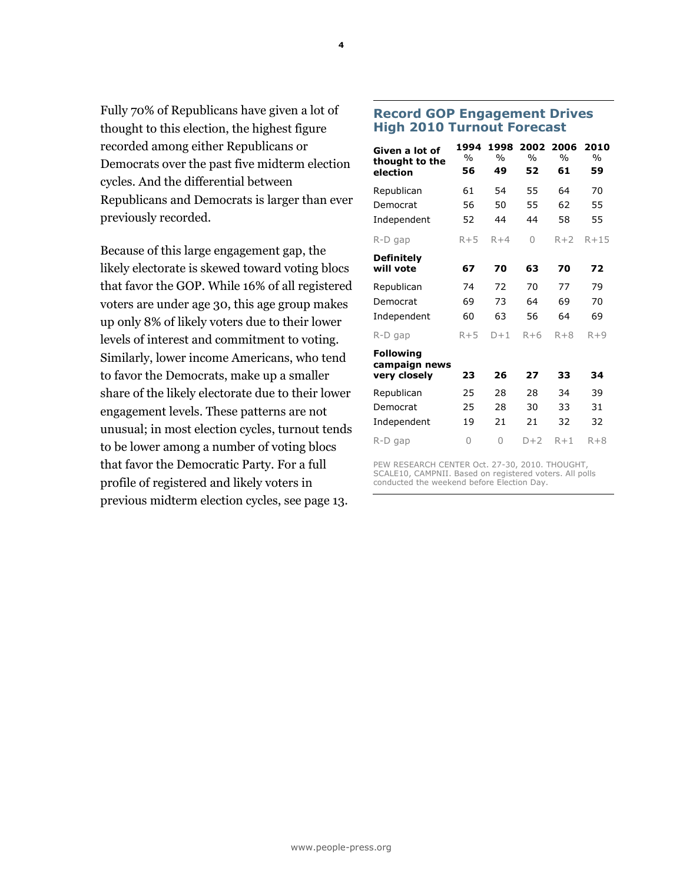Fully 70% of Republicans have given a lot of thought to this election, the highest figure recorded among either Republicans or Democrats over the past five midterm election cycles. And the differential between Republicans and Democrats is larger than ever previously recorded.

Because of this large engagement gap, the likely electorate is skewed toward voting blocs that favor the GOP. While 16% of all registered voters are under age 30, this age group makes up only 8% of likely voters due to their lower levels of interest and commitment to voting. Similarly, lower income Americans, who tend to favor the Democrats, make up a smaller share of the likely electorate due to their lower engagement levels. These patterns are not unusual; in most election cycles, turnout tends to be lower among a number of voting blocs that favor the Democratic Party. For a full profile of registered and likely voters in previous midterm election cycles, see page 13.

### Record GOP Engagement Drives High 2010 Turnout Forecast

| | 1994 | 1998 | 2002 | 2006 | 2010 |
|---|---|---|---|---|---|
| | % | % | % | % | % |
| **Given a lot of thought to the election** | **56** | **49** | **52** | **61** | **59** |
| Republican | 61 | 54 | 55 | 64 | 70 |
| Democrat | 56 | 50 | 55 | 62 | 55 |
| Independent | 52 | 44 | 44 | 58 | 55 |
| R-D gap | R+5 | R+4 | 0 | R+2 | R+15 |
| **Definitely will vote** | **67** | **70** | **63** | **70** | **72** |
| Republican | 74 | 72 | 70 | 77 | 79 |
| Democrat | 69 | 73 | 64 | 69 | 70 |
| Independent | 60 | 63 | 56 | 64 | 69 |
| R-D gap | R+5 | D+1 | R+6 | R+8 | R+9 |
| **Following campaign news very closely** | **23** | **26** | **27** | **33** | **34** |
| Republican | 25 | 28 | 28 | 34 | 39 |
| Democrat | 25 | 28 | 30 | 33 | 31 |
| Independent | 19 | 21 | 21 | 32 | 32 |
| R-D gap | 0 | 0 | D+2 | R+1 | R+8 |

PEW RESEARCH CENTER Oct. 27-30, 2010. THOUGHT, SCALE10, CAMPNII. Based on registered voters. All polls conducted the weekend before Election Day.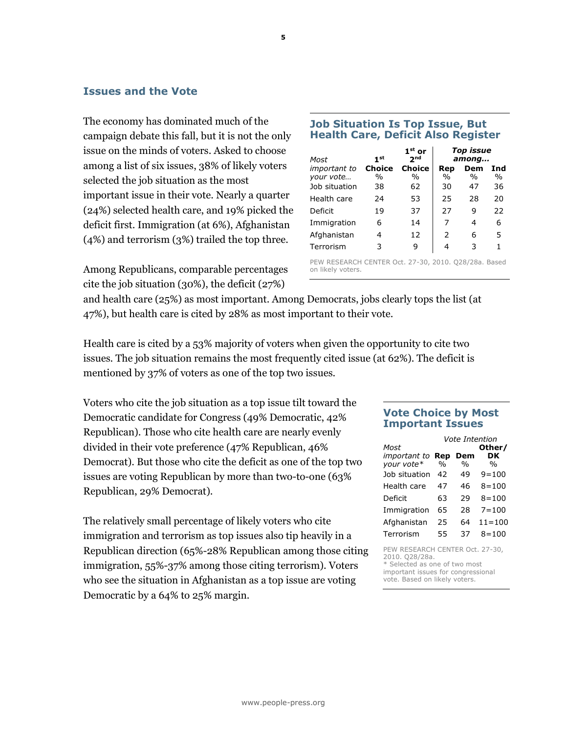## Issues and the Vote

The economy has dominated much of the campaign debate this fall, but it is not the only issue on the minds of voters. Asked to choose among a list of six issues, 38% of likely voters selected the job situation as the most important issue in their vote. Nearly a quarter (24%) selected health care, and 19% picked the deficit first. Immigration (at 6%), Afghanistan (4%) and terrorism (3%) trailed the top three.

### Job Situation Is Top Issue, But Health Care, Deficit Also Register

| *Most important to your vote…* | 1st Choice % | 1st or 2nd Choice % | *Top issue among…* Rep % | Dem % | Ind % |
|---|---|---|---|---|---|
| Job situation | 38 | 62 | 30 | 47 | 36 |
| Health care | 24 | 53 | 25 | 28 | 20 |
| Deficit | 19 | 37 | 27 | 9 | 22 |
| Immigration | 6 | 14 | 7 | 4 | 6 |
| Afghanistan | 4 | 12 | 2 | 6 | 5 |
| Terrorism | 3 | 9 | 4 | 3 | 1 |

PEW RESEARCH CENTER Oct. 27-30, 2010. Q28/28a. Based on likely voters.

Among Republicans, comparable percentages cite the job situation (30%), the deficit (27%) and health care (25%) as most important. Among Democrats, jobs clearly tops the list (at 47%), but health care is cited by 28% as most important to their vote.

Health care is cited by a 53% majority of voters when given the opportunity to cite two issues. The job situation remains the most frequently cited issue (at 62%). The deficit is mentioned by 37% of voters as one of the top two issues.

Voters who cite the job situation as a top issue tilt toward the Democratic candidate for Congress (49% Democratic, 42% Republican). Those who cite health care are nearly evenly divided in their vote preference (47% Republican, 46% Democrat). But those who cite the deficit as one of the top two issues are voting Republican by more than two-to-one (63% Republican, 29% Democrat).

### Vote Choice by Most Important Issues

| *Most important to your vote\** | *Vote Intention* Rep % | Dem % | Other/ DK % |
|---|---|---|---|
| Job situation | 42 | 49 | 9=100 |
| Health care | 47 | 46 | 8=100 |
| Deficit | 63 | 29 | 8=100 |
| Immigration | 65 | 28 | 7=100 |
| Afghanistan | 25 | 64 | 11=100 |
| Terrorism | 55 | 37 | 8=100 |

PEW RESEARCH CENTER Oct. 27-30, 2010. Q28/28a.
* Selected as one of two most important issues for congressional vote. Based on likely voters.

The relatively small percentage of likely voters who cite immigration and terrorism as top issues also tip heavily in a Republican direction (65%-28% Republican among those citing immigration, 55%-37% among those citing terrorism). Voters who see the situation in Afghanistan as a top issue are voting Democratic by a 64% to 25% margin.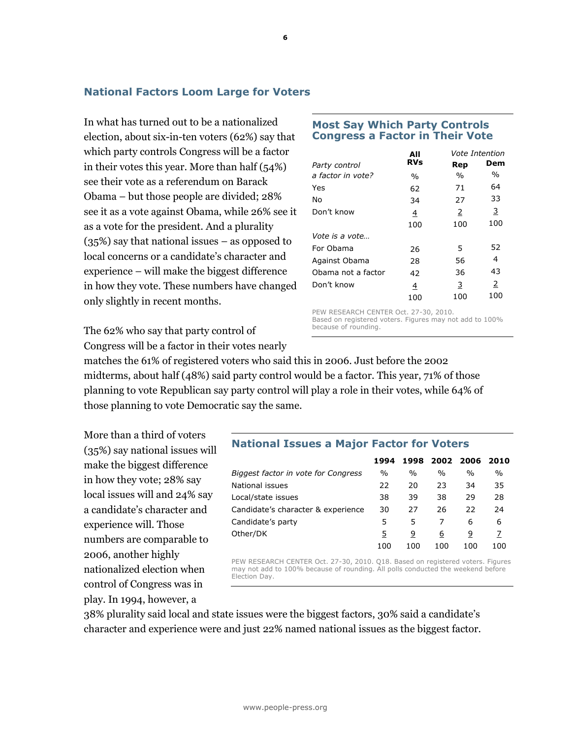## National Factors Loom Large for Voters

In what has turned out to be a nationalized election, about six-in-ten voters (62%) say that which party controls Congress will be a factor in their votes this year. More than half (54%) see their vote as a referendum on Barack Obama – but those people are divided; 28% see it as a vote against Obama, while 26% see it as a vote for the president. And a plurality (35%) say that national issues – as opposed to local concerns or a candidate's character and experience – will make the biggest difference in how they vote. These numbers have changed only slightly in recent months.

### Most Say Which Party Controls Congress a Factor in Their Vote

| | All RVs | Vote Intention | |
|---|---|---|---|
| *Party control a factor in vote?* | % | Rep % | Dem % |
| Yes | 62 | 71 | 64 |
| No | 34 | 27 | 33 |
| Don't know | 4 | 2 | 3 |
| | 100 | 100 | 100 |
| *Vote is a vote…* | | | |
| For Obama | 26 | 5 | 52 |
| Against Obama | 28 | 56 | 4 |
| Obama not a factor | 42 | 36 | 43 |
| Don't know | 4 | 3 | 2 |
| | 100 | 100 | 100 |

PEW RESEARCH CENTER Oct. 27-30, 2010. Based on registered voters. Figures may not add to 100% because of rounding.

The 62% who say that party control of Congress will be a factor in their votes nearly matches the 61% of registered voters who said this in 2006. Just before the 2002 midterms, about half (48%) said party control would be a factor. This year, 71% of those planning to vote Republican say party control will play a role in their votes, while 64% of those planning to vote Democratic say the same.

More than a third of voters (35%) say national issues will make the biggest difference in how they vote; 28% say local issues will and 24% say a candidate's character and experience will. Those numbers are comparable to 2006, another highly nationalized election when control of Congress was in play. In 1994, however, a 38% plurality said local and state issues were the biggest factors, 30% said a candidate's character and experience were and just 22% named national issues as the biggest factor.

### National Issues a Major Factor for Voters

| | 1994 | 1998 | 2002 | 2006 | 2010 |
|---|---|---|---|---|---|
| *Biggest factor in vote for Congress* | % | % | % | % | % |
| National issues | 22 | 20 | 23 | 34 | 35 |
| Local/state issues | 38 | 39 | 38 | 29 | 28 |
| Candidate's character & experience | 30 | 27 | 26 | 22 | 24 |
| Candidate's party | 5 | 5 | 7 | 6 | 6 |
| Other/DK | 5 | 9 | 6 | 9 | 7 |
| | 100 | 100 | 100 | 100 | 100 |

PEW RESEARCH CENTER Oct. 27-30, 2010. Q18. Based on registered voters. Figures may not add to 100% because of rounding. All polls conducted the weekend before Election Day.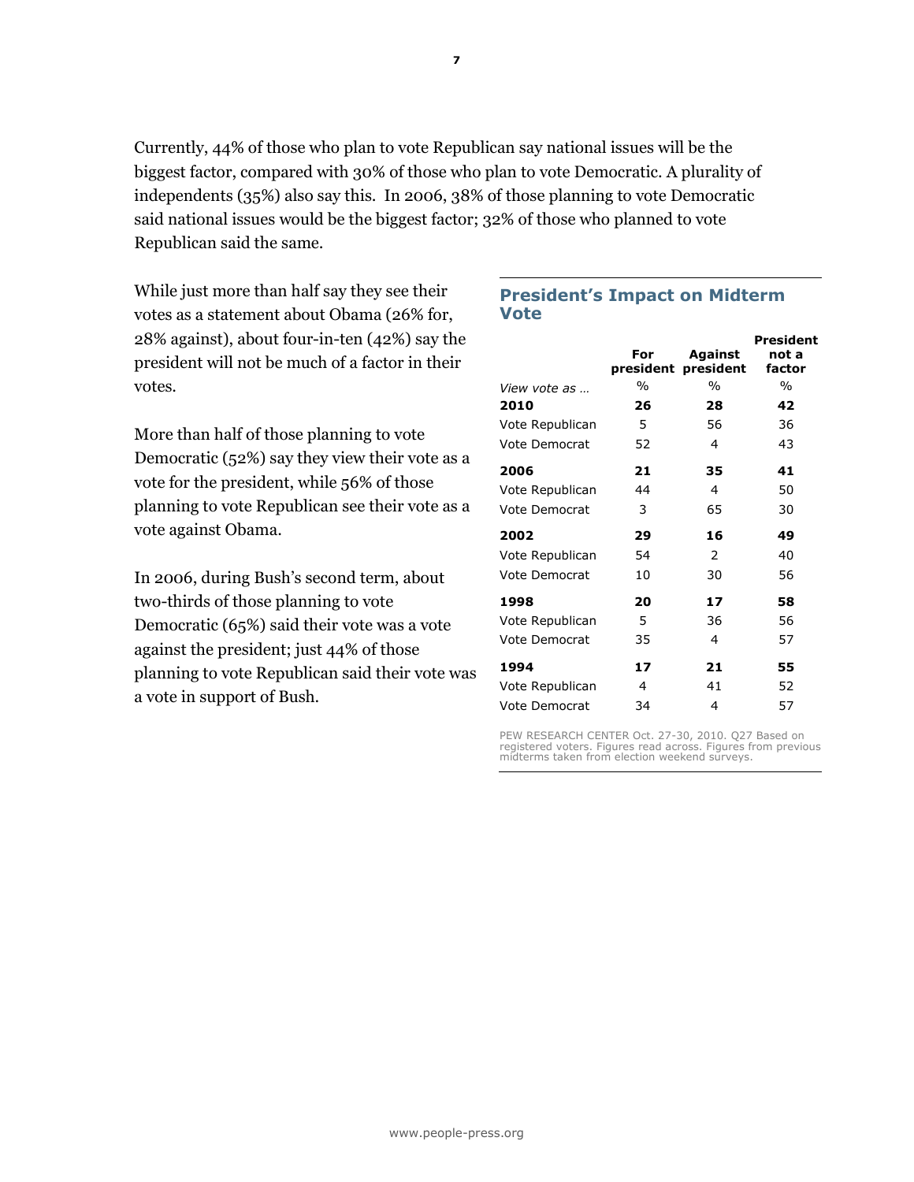Currently, 44% of those who plan to vote Republican say national issues will be the biggest factor, compared with 30% of those who plan to vote Democratic. A plurality of independents (35%) also say this. In 2006, 38% of those planning to vote Democratic said national issues would be the biggest factor; 32% of those who planned to vote Republican said the same.

While just more than half say they see their votes as a statement about Obama (26% for, 28% against), about four-in-ten (42%) say the president will not be much of a factor in their votes.

More than half of those planning to vote Democratic (52%) say they view their vote as a vote for the president, while 56% of those planning to vote Republican see their vote as a vote against Obama.

In 2006, during Bush's second term, about two-thirds of those planning to vote Democratic (65%) said their vote was a vote against the president; just 44% of those planning to vote Republican said their vote was a vote in support of Bush.

### President's Impact on Midterm Vote

| *View vote as …* | For president | Against president | President not a factor |
|---|---|---|---|
| | % | % | % |
| **2010** | **26** | **28** | **42** |
| Vote Republican | 5 | 56 | 36 |
| Vote Democrat | 52 | 4 | 43 |
| **2006** | **21** | **35** | **41** |
| Vote Republican | 44 | 4 | 50 |
| Vote Democrat | 3 | 65 | 30 |
| **2002** | **29** | **16** | **49** |
| Vote Republican | 54 | 2 | 40 |
| Vote Democrat | 10 | 30 | 56 |
| **1998** | **20** | **17** | **58** |
| Vote Republican | 5 | 36 | 56 |
| Vote Democrat | 35 | 4 | 57 |
| **1994** | **17** | **21** | **55** |
| Vote Republican | 4 | 41 | 52 |
| Vote Democrat | 34 | 4 | 57 |

PEW RESEARCH CENTER Oct. 27-30, 2010. Q27 Based on registered voters. Figures read across. Figures from previous midterms taken from election weekend surveys.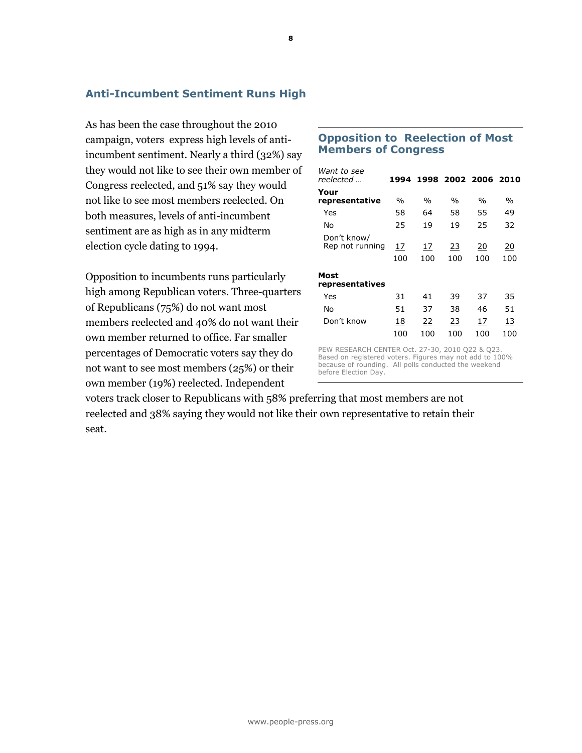## Anti-Incumbent Sentiment Runs High

As has been the case throughout the 2010 campaign, voters express high levels of anti-incumbent sentiment. Nearly a third (32%) say they would not like to see their own member of Congress reelected, and 51% say they would not like to see most members reelected. On both measures, levels of anti-incumbent sentiment are as high as in any midterm election cycle dating to 1994.

Opposition to incumbents runs particularly high among Republican voters. Three-quarters of Republicans (75%) do not want most members reelected and 40% do not want their own member returned to office. Far smaller percentages of Democratic voters say they do not want to see most members (25%) or their own member (19%) reelected. Independent voters track closer to Republicans with 58% preferring that most members are not reelected and 38% saying they would not like their own representative to retain their seat.

### Opposition to Reelection of Most Members of Congress

| *Want to see reelected …* | 1994 | 1998 | 2002 | 2006 | 2010 |
|---|---|---|---|---|---|
| **Your representative** | % | % | % | % | % |
| Yes | 58 | 64 | 58 | 55 | 49 |
| No | 25 | 19 | 19 | 25 | 32 |
| Don't know/ Rep not running | 17 | 17 | 23 | 20 | 20 |
| | 100 | 100 | 100 | 100 | 100 |
| **Most representatives** | | | | | |
| Yes | 31 | 41 | 39 | 37 | 35 |
| No | 51 | 37 | 38 | 46 | 51 |
| Don't know | 18 | 22 | 23 | 17 | 13 |
| | 100 | 100 | 100 | 100 | 100 |

PEW RESEARCH CENTER Oct. 27-30, 2010 Q22 & Q23. Based on registered voters. Figures may not add to 100% because of rounding. All polls conducted the weekend before Election Day.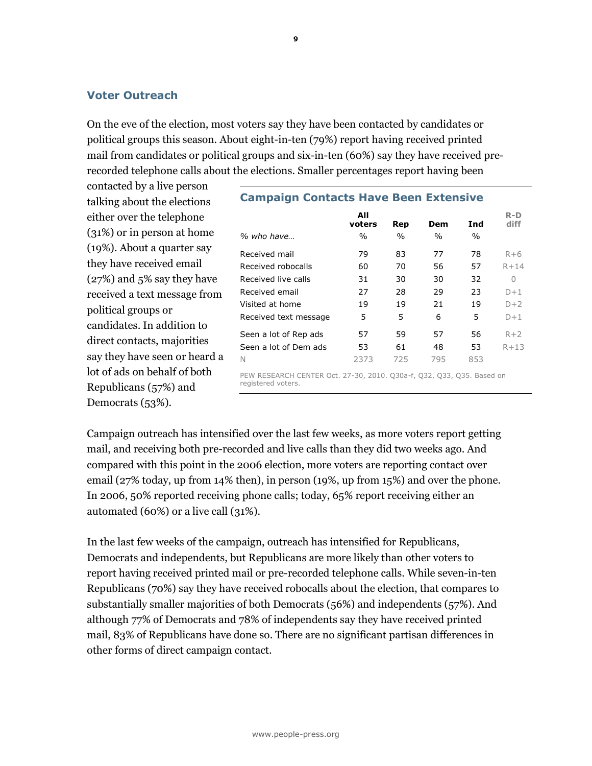## Voter Outreach

On the eve of the election, most voters say they have been contacted by candidates or political groups this season. About eight-in-ten (79%) report having received printed mail from candidates or political groups and six-in-ten (60%) say they have received pre-recorded telephone calls about the elections. Smaller percentages report having been contacted by a live person talking about the elections either over the telephone (31%) or in person at home (19%). About a quarter say they have received email (27%) and 5% say they have received a text message from political groups or candidates. In addition to direct contacts, majorities say they have seen or heard a lot of ads on behalf of both Republicans (57%) and Democrats (53%).

### Campaign Contacts Have Been Extensive

| % who have… | All voters % | Rep % | Dem % | Ind % | R-D diff |
|---|---|---|---|---|---|
| Received mail | 79 | 83 | 77 | 78 | R+6 |
| Received robocalls | 60 | 70 | 56 | 57 | R+14 |
| Received live calls | 31 | 30 | 30 | 32 | 0 |
| Received email | 27 | 28 | 29 | 23 | D+1 |
| Visited at home | 19 | 19 | 21 | 19 | D+2 |
| Received text message | 5 | 5 | 6 | 5 | D+1 |
| Seen a lot of Rep ads | 57 | 59 | 57 | 56 | R+2 |
| Seen a lot of Dem ads | 53 | 61 | 48 | 53 | R+13 |
| N | 2373 | 725 | 795 | 853 | |

PEW RESEARCH CENTER Oct. 27-30, 2010. Q30a-f, Q32, Q33, Q35. Based on registered voters.

Campaign outreach has intensified over the last few weeks, as more voters report getting mail, and receiving both pre-recorded and live calls than they did two weeks ago. And compared with this point in the 2006 election, more voters are reporting contact over email (27% today, up from 14% then), in person (19%, up from 15%) and over the phone. In 2006, 50% reported receiving phone calls; today, 65% report receiving either an automated (60%) or a live call (31%).

In the last few weeks of the campaign, outreach has intensified for Republicans, Democrats and independents, but Republicans are more likely than other voters to report having received printed mail or pre-recorded telephone calls. While seven-in-ten Republicans (70%) say they have received robocalls about the election, that compares to substantially smaller majorities of both Democrats (56%) and independents (57%). And although 77% of Democrats and 78% of independents say they have received printed mail, 83% of Republicans have done so. There are no significant partisan differences in other forms of direct campaign contact.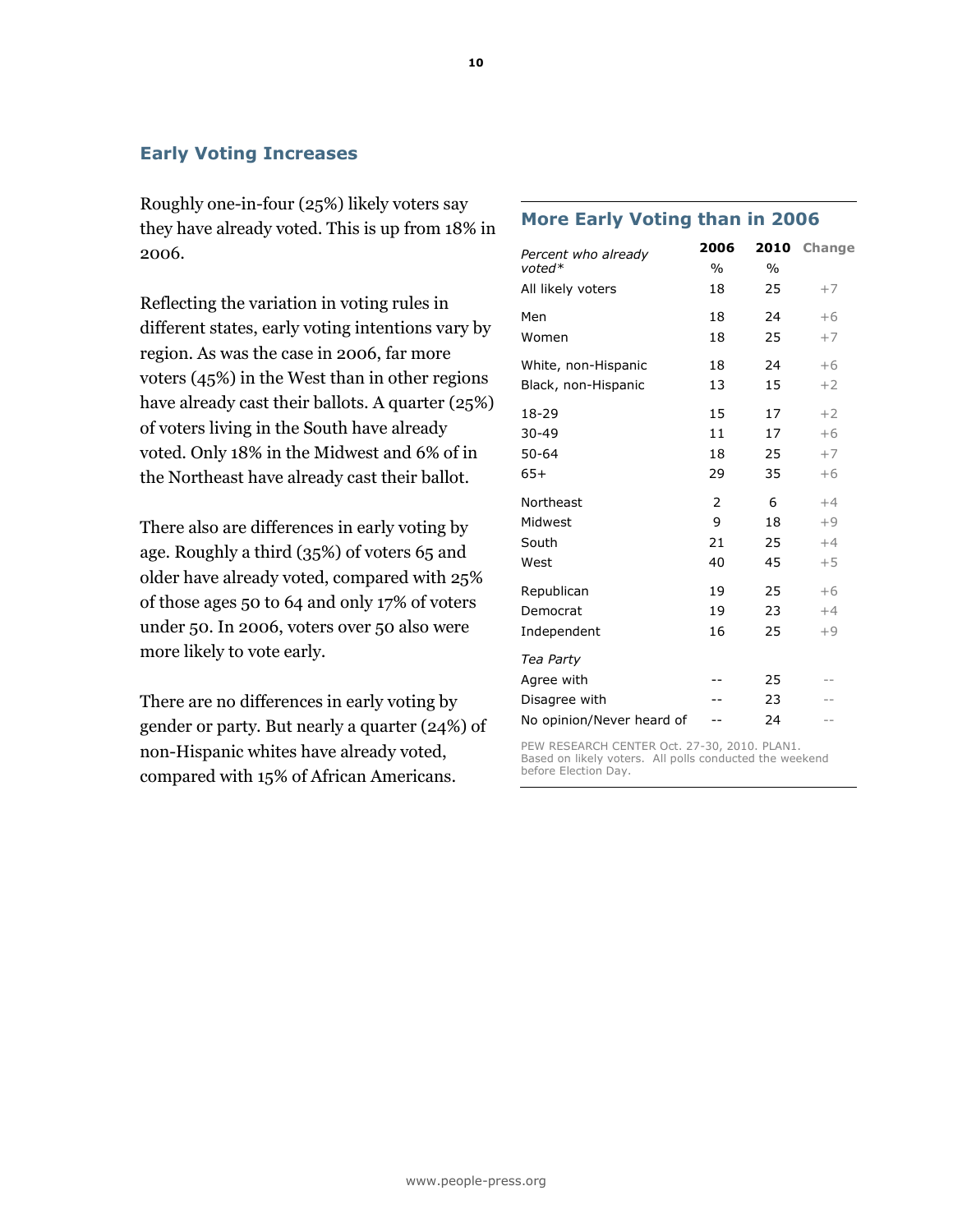## Early Voting Increases

Roughly one-in-four (25%) likely voters say they have already voted. This is up from 18% in 2006.

Reflecting the variation in voting rules in different states, early voting intentions vary by region. As was the case in 2006, far more voters (45%) in the West than in other regions have already cast their ballots. A quarter (25%) of voters living in the South have already voted. Only 18% in the Midwest and 6% of in the Northeast have already cast their ballot.

There also are differences in early voting by age. Roughly a third (35%) of voters 65 and older have already voted, compared with 25% of those ages 50 to 64 and only 17% of voters under 50. In 2006, voters over 50 also were more likely to vote early.

There are no differences in early voting by gender or party. But nearly a quarter (24%) of non-Hispanic whites have already voted, compared with 15% of African Americans.

### More Early Voting than in 2006

| *Percent who already voted** | 2006 | 2010 | Change |
|---|---|---|---|
| | % | % | |
| All likely voters | 18 | 25 | +7 |
| Men | 18 | 24 | +6 |
| Women | 18 | 25 | +7 |
| White, non-Hispanic | 18 | 24 | +6 |
| Black, non-Hispanic | 13 | 15 | +2 |
| 18-29 | 15 | 17 | +2 |
| 30-49 | 11 | 17 | +6 |
| 50-64 | 18 | 25 | +7 |
| 65+ | 29 | 35 | +6 |
| Northeast | 2 | 6 | +4 |
| Midwest | 9 | 18 | +9 |
| South | 21 | 25 | +4 |
| West | 40 | 45 | +5 |
| Republican | 19 | 25 | +6 |
| Democrat | 19 | 23 | +4 |
| Independent | 16 | 25 | +9 |
| *Tea Party* | | | |
| Agree with | -- | 25 | -- |
| Disagree with | -- | 23 | -- |
| No opinion/Never heard of | -- | 24 | -- |

PEW RESEARCH CENTER Oct. 27-30, 2010. PLAN1. Based on likely voters. All polls conducted the weekend before Election Day.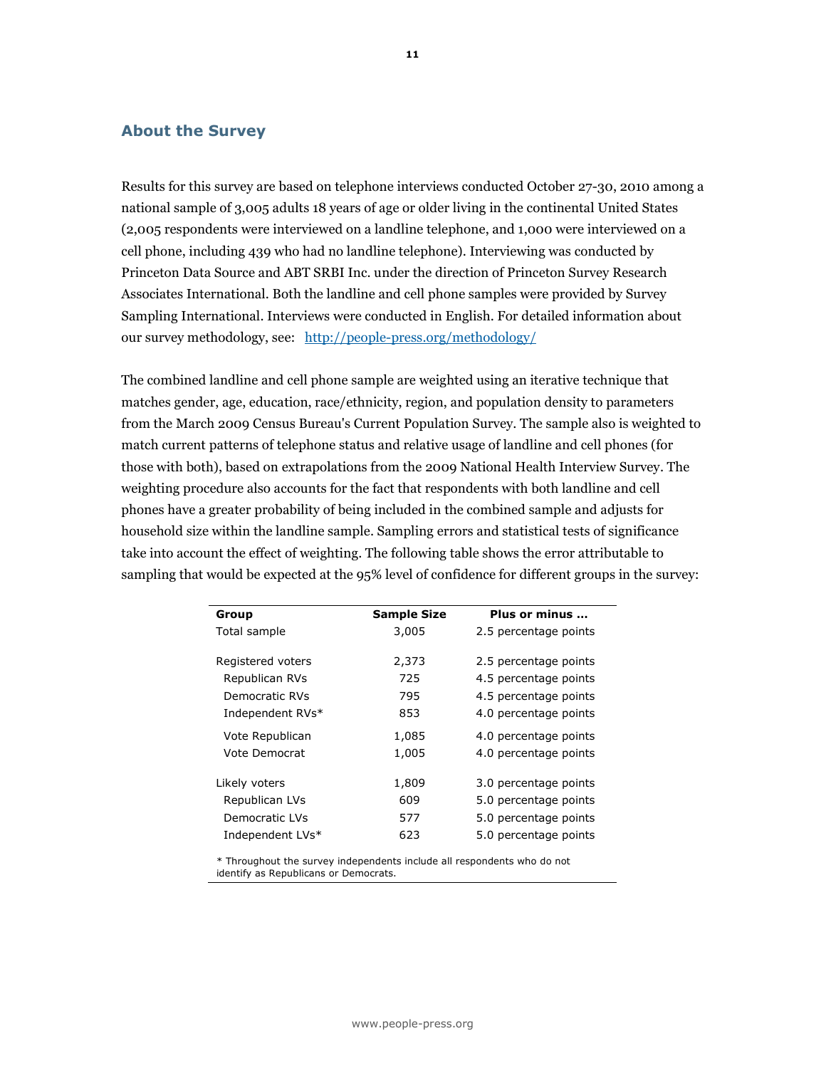## About the Survey

Results for this survey are based on telephone interviews conducted October 27-30, 2010 among a national sample of 3,005 adults 18 years of age or older living in the continental United States (2,005 respondents were interviewed on a landline telephone, and 1,000 were interviewed on a cell phone, including 439 who had no landline telephone). Interviewing was conducted by Princeton Data Source and ABT SRBI Inc. under the direction of Princeton Survey Research Associates International. Both the landline and cell phone samples were provided by Survey Sampling International. Interviews were conducted in English. For detailed information about our survey methodology, see: [http://people-press.org/methodology/](http://people-press.org/methodology/)

The combined landline and cell phone sample are weighted using an iterative technique that matches gender, age, education, race/ethnicity, region, and population density to parameters from the March 2009 Census Bureau's Current Population Survey. The sample also is weighted to match current patterns of telephone status and relative usage of landline and cell phones (for those with both), based on extrapolations from the 2009 National Health Interview Survey. The weighting procedure also accounts for the fact that respondents with both landline and cell phones have a greater probability of being included in the combined sample and adjusts for household size within the landline sample. Sampling errors and statistical tests of significance take into account the effect of weighting. The following table shows the error attributable to sampling that would be expected at the 95% level of confidence for different groups in the survey:

| Group | Sample Size | Plus or minus ... |
|---|---|---|
| Total sample | 3,005 | 2.5 percentage points |
| | | |
| Registered voters | 2,373 | 2.5 percentage points |
| Republican RVs | 725 | 4.5 percentage points |
| Democratic RVs | 795 | 4.5 percentage points |
| Independent RVs* | 853 | 4.0 percentage points |
| Vote Republican | 1,085 | 4.0 percentage points |
| Vote Democrat | 1,005 | 4.0 percentage points |
| | | |
| Likely voters | 1,809 | 3.0 percentage points |
| Republican LVs | 609 | 5.0 percentage points |
| Democratic LVs | 577 | 5.0 percentage points |
| Independent LVs* | 623 | 5.0 percentage points |

* Throughout the survey independents include all respondents who do not identify as Republicans or Democrats.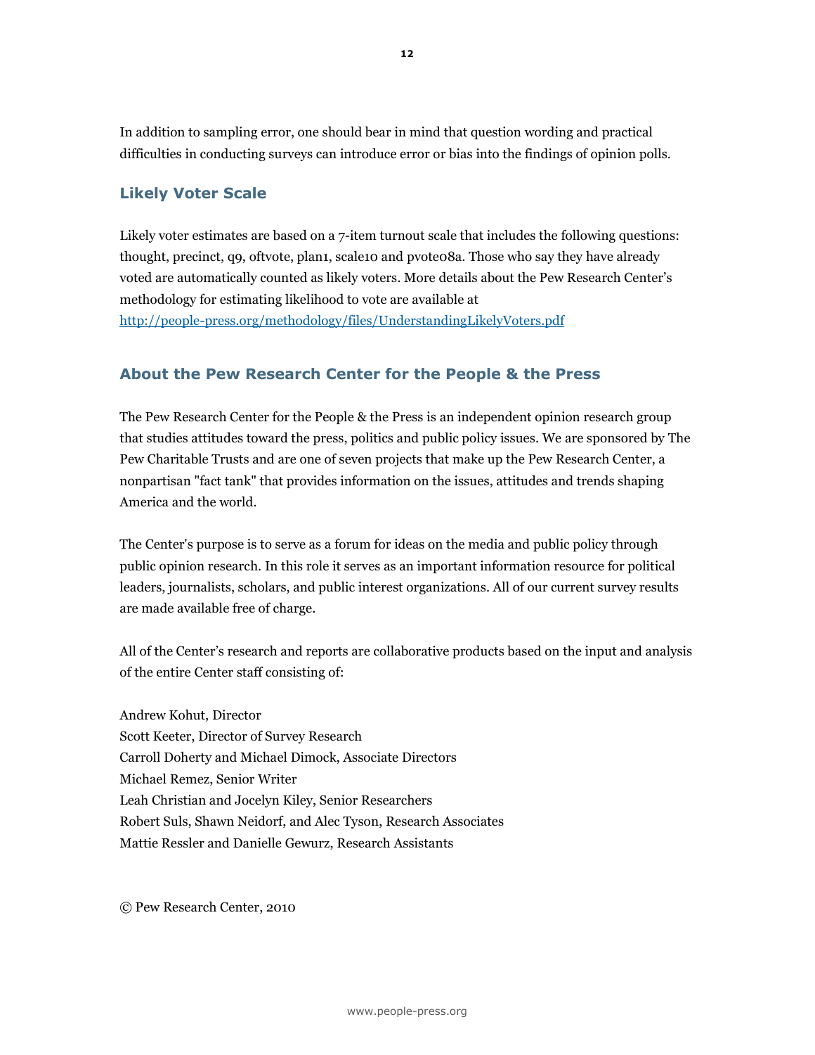In addition to sampling error, one should bear in mind that question wording and practical difficulties in conducting surveys can introduce error or bias into the findings of opinion polls.

## Likely Voter Scale

Likely voter estimates are based on a 7-item turnout scale that includes the following questions: thought, precinct, q9, oftvote, plan1, scale10 and pvote08a. Those who say they have already voted are automatically counted as likely voters. More details about the Pew Research Center's methodology for estimating likelihood to vote are available at [http://people-press.org/methodology/files/UnderstandingLikelyVoters.pdf](http://people-press.org/methodology/files/UnderstandingLikelyVoters.pdf)

## About the Pew Research Center for the People & the Press

The Pew Research Center for the People & the Press is an independent opinion research group that studies attitudes toward the press, politics and public policy issues. We are sponsored by The Pew Charitable Trusts and are one of seven projects that make up the Pew Research Center, a nonpartisan "fact tank" that provides information on the issues, attitudes and trends shaping America and the world.

The Center's purpose is to serve as a forum for ideas on the media and public policy through public opinion research. In this role it serves as an important information resource for political leaders, journalists, scholars, and public interest organizations. All of our current survey results are made available free of charge.

All of the Center's research and reports are collaborative products based on the input and analysis of the entire Center staff consisting of:

Andrew Kohut, Director
Scott Keeter, Director of Survey Research
Carroll Doherty and Michael Dimock, Associate Directors
Michael Remez, Senior Writer
Leah Christian and Jocelyn Kiley, Senior Researchers
Robert Suls, Shawn Neidorf, and Alec Tyson, Research Associates
Mattie Ressler and Danielle Gewurz, Research Assistants

© Pew Research Center, 2010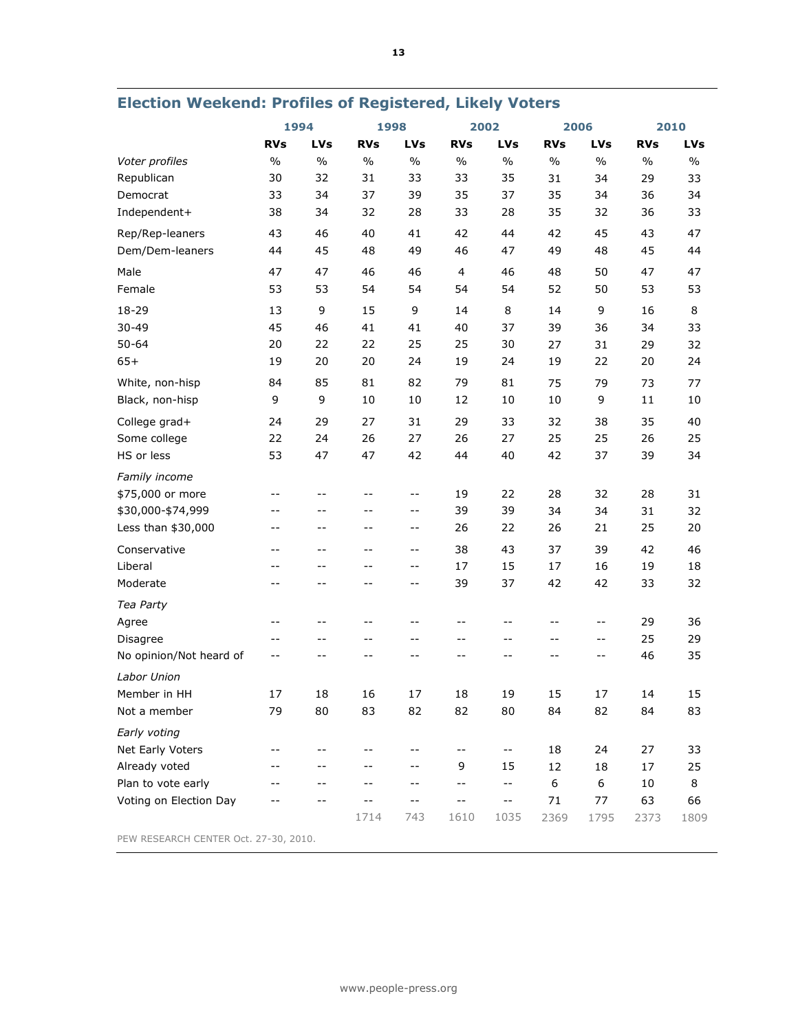## Election Weekend: Profiles of Registered, Likely Voters

| | 1994 | | 1998 | | 2002 | | 2006 | | 2010 | |
|---|---|---|---|---|---|---|---|---|---|---|
| | RVs | LVs | RVs | LVs | RVs | LVs | RVs | LVs | RVs | LVs |
| *Voter profiles* | % | % | % | % | % | % | % | % | % | % |
| Republican | 30 | 32 | 31 | 33 | 33 | 35 | 31 | 34 | 29 | 33 |
| Democrat | 33 | 34 | 37 | 39 | 35 | 37 | 35 | 34 | 36 | 34 |
| Independent+ | 38 | 34 | 32 | 28 | 33 | 28 | 35 | 32 | 36 | 33 |
| Rep/Rep-leaners | 43 | 46 | 40 | 41 | 42 | 44 | 42 | 45 | 43 | 47 |
| Dem/Dem-leaners | 44 | 45 | 48 | 49 | 46 | 47 | 49 | 48 | 45 | 44 |
| Male | 47 | 47 | 46 | 46 | 4 | 46 | 48 | 50 | 47 | 47 |
| Female | 53 | 53 | 54 | 54 | 54 | 54 | 52 | 50 | 53 | 53 |
| 18-29 | 13 | 9 | 15 | 9 | 14 | 8 | 14 | 9 | 16 | 8 |
| 30-49 | 45 | 46 | 41 | 41 | 40 | 37 | 39 | 36 | 34 | 33 |
| 50-64 | 20 | 22 | 22 | 25 | 25 | 30 | 27 | 31 | 29 | 32 |
| 65+ | 19 | 20 | 20 | 24 | 19 | 24 | 19 | 22 | 20 | 24 |
| White, non-hisp | 84 | 85 | 81 | 82 | 79 | 81 | 75 | 79 | 73 | 77 |
| Black, non-hisp | 9 | 9 | 10 | 10 | 12 | 10 | 10 | 9 | 11 | 10 |
| College grad+ | 24 | 29 | 27 | 31 | 29 | 33 | 32 | 38 | 35 | 40 |
| Some college | 22 | 24 | 26 | 27 | 26 | 27 | 25 | 25 | 26 | 25 |
| HS or less | 53 | 47 | 47 | 42 | 44 | 40 | 42 | 37 | 39 | 34 |
| *Family income* | | | | | | | | | | |
| $75,000 or more | -- | -- | -- | -- | 19 | 22 | 28 | 32 | 28 | 31 |
| $30,000-$74,999 | -- | -- | -- | -- | 39 | 39 | 34 | 34 | 31 | 32 |
| Less than $30,000 | -- | -- | -- | -- | 26 | 22 | 26 | 21 | 25 | 20 |
| Conservative | -- | -- | -- | -- | 38 | 43 | 37 | 39 | 42 | 46 |
| Liberal | -- | -- | -- | -- | 17 | 15 | 17 | 16 | 19 | 18 |
| Moderate | -- | -- | -- | -- | 39 | 37 | 42 | 42 | 33 | 32 |
| *Tea Party* | | | | | | | | | | |
| Agree | -- | -- | -- | -- | -- | -- | -- | -- | 29 | 36 |
| Disagree | -- | -- | -- | -- | -- | -- | -- | -- | 25 | 29 |
| No opinion/Not heard of | -- | -- | -- | -- | -- | -- | -- | -- | 46 | 35 |
| *Labor Union* | | | | | | | | | | |
| Member in HH | 17 | 18 | 16 | 17 | 18 | 19 | 15 | 17 | 14 | 15 |
| Not a member | 79 | 80 | 83 | 82 | 82 | 80 | 84 | 82 | 84 | 83 |
| *Early voting* | | | | | | | | | | |
| Net Early Voters | -- | -- | -- | -- | -- | -- | 18 | 24 | 27 | 33 |
| Already voted | -- | -- | -- | -- | 9 | 15 | 12 | 18 | 17 | 25 |
| Plan to vote early | -- | -- | -- | -- | -- | -- | 6 | 6 | 10 | 8 |
| Voting on Election Day | -- | -- | -- | -- | -- | -- | 71 | 77 | 63 | 66 |
| | | | 1714 | 743 | 1610 | 1035 | 2369 | 1795 | 2373 | 1809 |

PEW RESEARCH CENTER Oct. 27-30, 2010.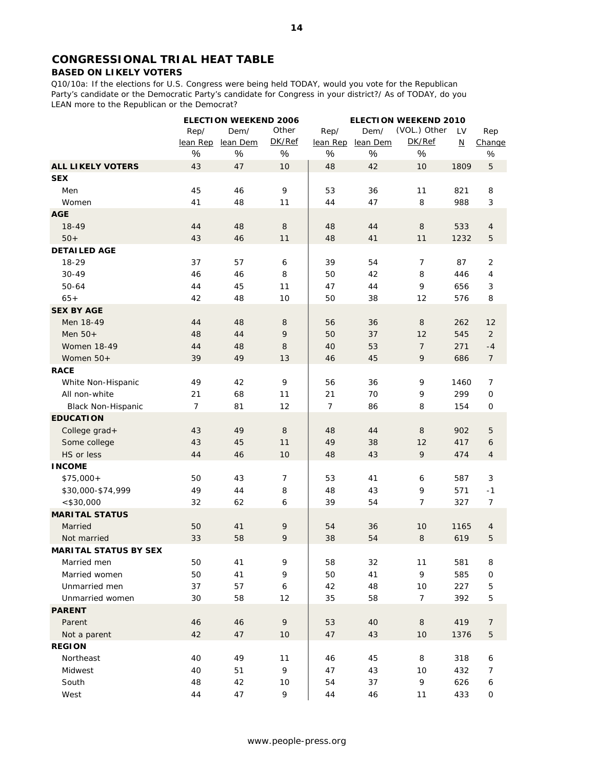## CONGRESSIONAL TRIAL HEAT TABLE

### BASED ON LIKELY VOTERS

Q10/10a: If the elections for U.S. Congress were being held TODAY, would you vote for the Republican Party's candidate or the Democratic Party's candidate for Congress in your district?/ As of TODAY, do you LEAN more to the Republican or the Democrat?

| | ELECTION WEEKEND 2006 | | | ELECTION WEEKEND 2010 | | | | |
|---|---|---|---|---|---|---|---|---|
| | Rep/ lean Rep | Dem/ lean Dem | Other DK/Ref | Rep/ lean Rep | Dem/ lean Dem | (VOL.) Other DK/Ref | LV N | Rep Change |
| | % | % | % | % | % | % | | % |
| **ALL LIKELY VOTERS** | 43 | 47 | 10 | 48 | 42 | 10 | 1809 | 5 |
| **SEX** | | | | | | | | |
| Men | 45 | 46 | 9 | 53 | 36 | 11 | 821 | 8 |
| Women | 41 | 48 | 11 | 44 | 47 | 8 | 988 | 3 |
| **AGE** | | | | | | | | |
| 18-49 | 44 | 48 | 8 | 48 | 44 | 8 | 533 | 4 |
| 50+ | 43 | 46 | 11 | 48 | 41 | 11 | 1232 | 5 |
| **DETAILED AGE** | | | | | | | | |
| 18-29 | 37 | 57 | 6 | 39 | 54 | 7 | 87 | 2 |
| 30-49 | 46 | 46 | 8 | 50 | 42 | 8 | 446 | 4 |
| 50-64 | 44 | 45 | 11 | 47 | 44 | 9 | 656 | 3 |
| 65+ | 42 | 48 | 10 | 50 | 38 | 12 | 576 | 8 |
| **SEX BY AGE** | | | | | | | | |
| Men 18-49 | 44 | 48 | 8 | 56 | 36 | 8 | 262 | 12 |
| Men 50+ | 48 | 44 | 9 | 50 | 37 | 12 | 545 | 2 |
| Women 18-49 | 44 | 48 | 8 | 40 | 53 | 7 | 271 | -4 |
| Women 50+ | 39 | 49 | 13 | 46 | 45 | 9 | 686 | 7 |
| **RACE** | | | | | | | | |
| White Non-Hispanic | 49 | 42 | 9 | 56 | 36 | 9 | 1460 | 7 |
| All non-white | 21 | 68 | 11 | 21 | 70 | 9 | 299 | 0 |
| Black Non-Hispanic | 7 | 81 | 12 | 7 | 86 | 8 | 154 | 0 |
| **EDUCATION** | | | | | | | | |
| College grad+ | 43 | 49 | 8 | 48 | 44 | 8 | 902 | 5 |
| Some college | 43 | 45 | 11 | 49 | 38 | 12 | 417 | 6 |
| HS or less | 44 | 46 | 10 | 48 | 43 | 9 | 474 | 4 |
| **INCOME** | | | | | | | | |
| $75,000+ | 50 | 43 | 7 | 53 | 41 | 6 | 587 | 3 |
| $30,000-$74,999 | 49 | 44 | 8 | 48 | 43 | 9 | 571 | -1 |
| <$30,000 | 32 | 62 | 6 | 39 | 54 | 7 | 327 | 7 |
| **MARITAL STATUS** | | | | | | | | |
| Married | 50 | 41 | 9 | 54 | 36 | 10 | 1165 | 4 |
| Not married | 33 | 58 | 9 | 38 | 54 | 8 | 619 | 5 |
| **MARITAL STATUS BY SEX** | | | | | | | | |
| Married men | 50 | 41 | 9 | 58 | 32 | 11 | 581 | 8 |
| Married women | 50 | 41 | 9 | 50 | 41 | 9 | 585 | 0 |
| Unmarried men | 37 | 57 | 6 | 42 | 48 | 10 | 227 | 5 |
| Unmarried women | 30 | 58 | 12 | 35 | 58 | 7 | 392 | 5 |
| **PARENT** | | | | | | | | |
| Parent | 46 | 46 | 9 | 53 | 40 | 8 | 419 | 7 |
| Not a parent | 42 | 47 | 10 | 47 | 43 | 10 | 1376 | 5 |
| **REGION** | | | | | | | | |
| Northeast | 40 | 49 | 11 | 46 | 45 | 8 | 318 | 6 |
| Midwest | 40 | 51 | 9 | 47 | 43 | 10 | 432 | 7 |
| South | 48 | 42 | 10 | 54 | 37 | 9 | 626 | 6 |
| West | 44 | 47 | 9 | 44 | 46 | 11 | 433 | 0 |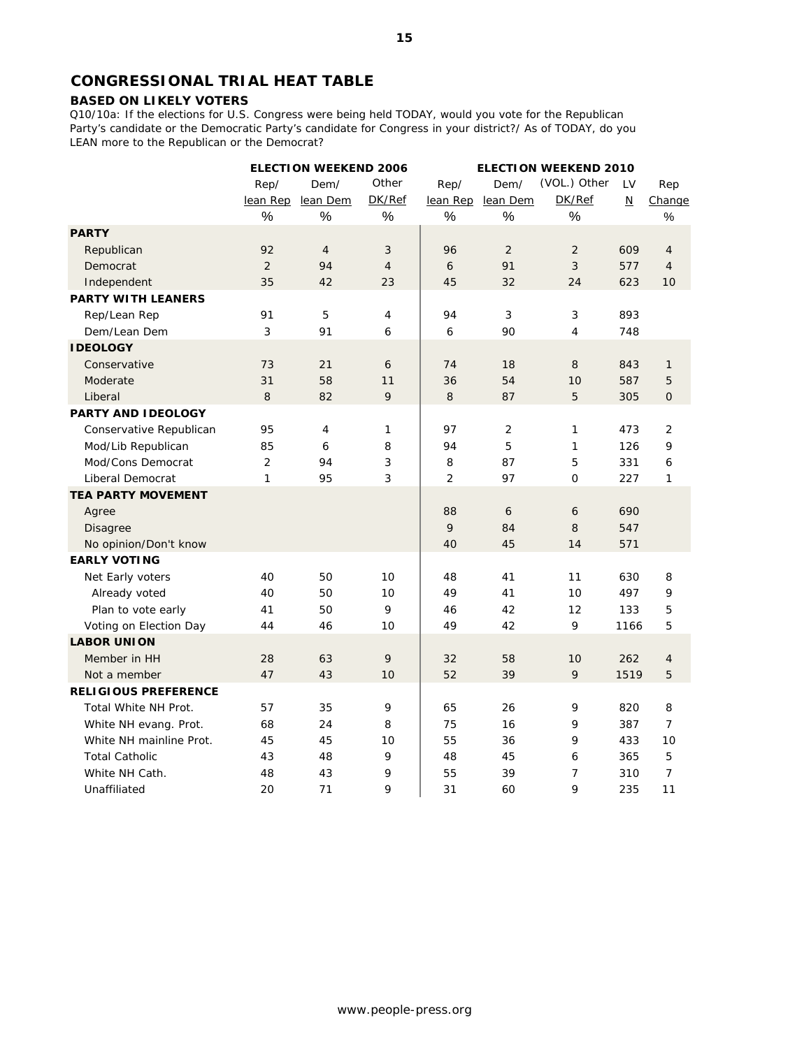## CONGRESSIONAL TRIAL HEAT TABLE

### BASED ON LIKELY VOTERS

Q10/10a: If the elections for U.S. Congress were being held TODAY, would you vote for the Republican Party's candidate or the Democratic Party's candidate for Congress in your district?/ As of TODAY, do you LEAN more to the Republican or the Democrat?

| | ELECTION WEEKEND 2006 | | | ELECTION WEEKEND 2010 | | | | |
|---|---|---|---|---|---|---|---|---|
| | Rep/ lean Rep | Dem/ lean Dem | Other DK/Ref | Rep/ lean Rep | Dem/ lean Dem | (VOL.) Other DK/Ref | LV N | Rep Change |
| | % | % | % | % | % | % | | % |
| **PARTY** | | | | | | | | |
| Republican | 92 | 4 | 3 | 96 | 2 | 2 | 609 | 4 |
| Democrat | 2 | 94 | 4 | 6 | 91 | 3 | 577 | 4 |
| Independent | 35 | 42 | 23 | 45 | 32 | 24 | 623 | 10 |
| **PARTY WITH LEANERS** | | | | | | | | |
| Rep/Lean Rep | 91 | 5 | 4 | 94 | 3 | 3 | 893 | |
| Dem/Lean Dem | 3 | 91 | 6 | 6 | 90 | 4 | 748 | |
| **IDEOLOGY** | | | | | | | | |
| Conservative | 73 | 21 | 6 | 74 | 18 | 8 | 843 | 1 |
| Moderate | 31 | 58 | 11 | 36 | 54 | 10 | 587 | 5 |
| Liberal | 8 | 82 | 9 | 8 | 87 | 5 | 305 | 0 |
| **PARTY AND IDEOLOGY** | | | | | | | | |
| Conservative Republican | 95 | 4 | 1 | 97 | 2 | 1 | 473 | 2 |
| Mod/Lib Republican | 85 | 6 | 8 | 94 | 5 | 1 | 126 | 9 |
| Mod/Cons Democrat | 2 | 94 | 3 | 8 | 87 | 5 | 331 | 6 |
| Liberal Democrat | 1 | 95 | 3 | 2 | 97 | 0 | 227 | 1 |
| **TEA PARTY MOVEMENT** | | | | | | | | |
| Agree | | | | 88 | 6 | 6 | 690 | |
| Disagree | | | | 9 | 84 | 8 | 547 | |
| No opinion/Don't know | | | | 40 | 45 | 14 | 571 | |
| **EARLY VOTING** | | | | | | | | |
| Net Early voters | 40 | 50 | 10 | 48 | 41 | 11 | 630 | 8 |
| Already voted | 40 | 50 | 10 | 49 | 41 | 10 | 497 | 9 |
| Plan to vote early | 41 | 50 | 9 | 46 | 42 | 12 | 133 | 5 |
| Voting on Election Day | 44 | 46 | 10 | 49 | 42 | 9 | 1166 | 5 |
| **LABOR UNION** | | | | | | | | |
| Member in HH | 28 | 63 | 9 | 32 | 58 | 10 | 262 | 4 |
| Not a member | 47 | 43 | 10 | 52 | 39 | 9 | 1519 | 5 |
| **RELIGIOUS PREFERENCE** | | | | | | | | |
| Total White NH Prot. | 57 | 35 | 9 | 65 | 26 | 9 | 820 | 8 |
| White NH evang. Prot. | 68 | 24 | 8 | 75 | 16 | 9 | 387 | 7 |
| White NH mainline Prot. | 45 | 45 | 10 | 55 | 36 | 9 | 433 | 10 |
| Total Catholic | 43 | 48 | 9 | 48 | 45 | 6 | 365 | 5 |
| White NH Cath. | 48 | 43 | 9 | 55 | 39 | 7 | 310 | 7 |
| Unaffiliated | 20 | 71 | 9 | 31 | 60 | 9 | 235 | 11 |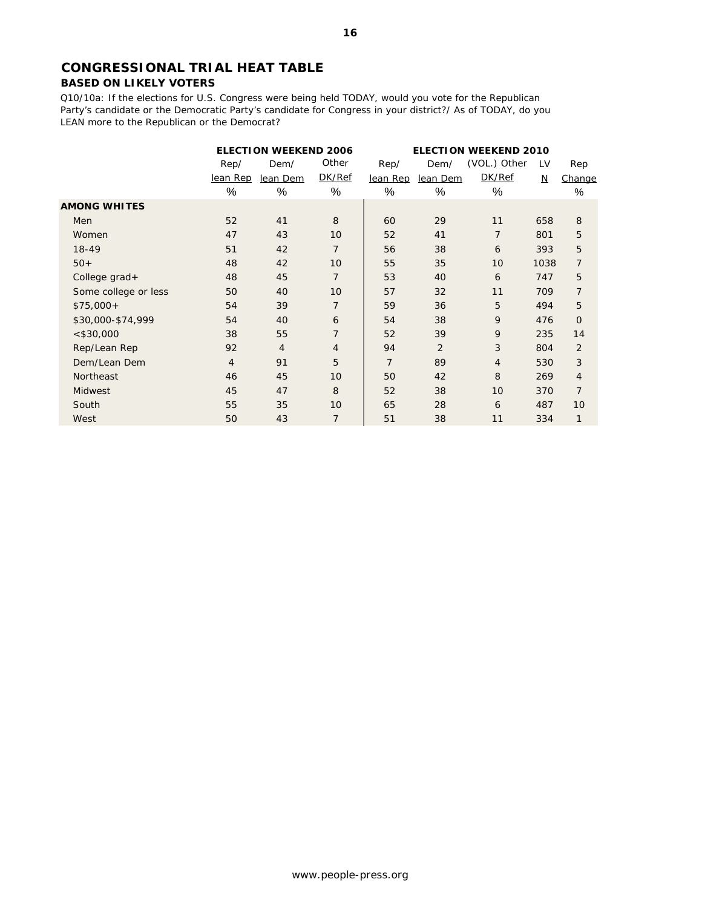## CONGRESSIONAL TRIAL HEAT TABLE

### BASED ON LIKELY VOTERS

Q10/10a: If the elections for U.S. Congress were being held TODAY, would you vote for the Republican Party's candidate or the Democratic Party's candidate for Congress in your district?/ As of TODAY, do you LEAN more to the Republican or the Democrat?

| | ELECTION WEEKEND 2006 | | | ELECTION WEEKEND 2010 | | | | |
|---|---|---|---|---|---|---|---|---|
| | Rep/ lean Rep | Dem/ lean Dem | Other DK/Ref | Rep/ lean Rep | Dem/ lean Dem | (VOL.) Other DK/Ref | LV N | Rep Change |
| | % | % | % | % | % | % | | % |
| **AMONG WHITES** | | | | | | | | |
| Men | 52 | 41 | 8 | 60 | 29 | 11 | 658 | 8 |
| Women | 47 | 43 | 10 | 52 | 41 | 7 | 801 | 5 |
| 18-49 | 51 | 42 | 7 | 56 | 38 | 6 | 393 | 5 |
| 50+ | 48 | 42 | 10 | 55 | 35 | 10 | 1038 | 7 |
| College grad+ | 48 | 45 | 7 | 53 | 40 | 6 | 747 | 5 |
| Some college or less | 50 | 40 | 10 | 57 | 32 | 11 | 709 | 7 |
| $75,000+ | 54 | 39 | 7 | 59 | 36 | 5 | 494 | 5 |
| $30,000-$74,999 | 54 | 40 | 6 | 54 | 38 | 9 | 476 | 0 |
| <$30,000 | 38 | 55 | 7 | 52 | 39 | 9 | 235 | 14 |
| Rep/Lean Rep | 92 | 4 | 4 | 94 | 2 | 3 | 804 | 2 |
| Dem/Lean Dem | 4 | 91 | 5 | 7 | 89 | 4 | 530 | 3 |
| Northeast | 46 | 45 | 10 | 50 | 42 | 8 | 269 | 4 |
| Midwest | 45 | 47 | 8 | 52 | 38 | 10 | 370 | 7 |
| South | 55 | 35 | 10 | 65 | 28 | 6 | 487 | 10 |
| West | 50 | 43 | 7 | 51 | 38 | 11 | 334 | 1 |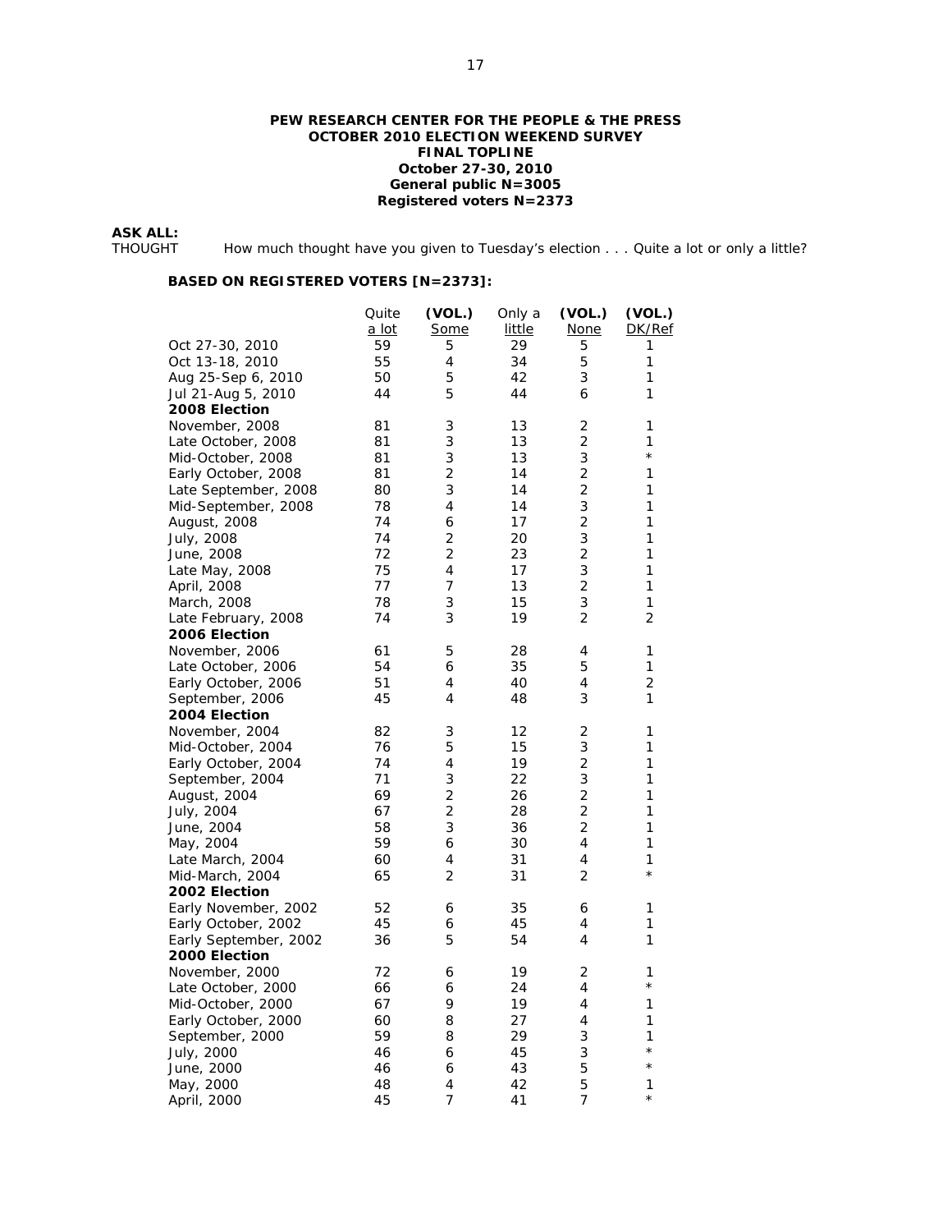**PEW RESEARCH CENTER FOR THE PEOPLE & THE PRESS**
**OCTOBER 2010 ELECTION WEEKEND SURVEY**
**FINAL TOPLINE**
**October 27-30, 2010**
**General public N=3005**
**Registered voters N=2373**

**ASK ALL:**
THOUGHT *How much thought have you given to Tuesday's election . . . Quite a lot or only a little?*

**BASED ON REGISTERED VOTERS [N=2373]:**

| | Quite a lot | (VOL.) Some | Only a little | (VOL.) None | (VOL.) DK/Ref |
|---|---|---|---|---|---|
| Oct 27-30, 2010 | 59 | 5 | 29 | 5 | 1 |
| Oct 13-18, 2010 | 55 | 4 | 34 | 5 | 1 |
| Aug 25-Sep 6, 2010 | 50 | 5 | 42 | 3 | 1 |
| Jul 21-Aug 5, 2010 | 44 | 5 | 44 | 6 | 1 |
| **2008 Election** | | | | | |
| November, 2008 | 81 | 3 | 13 | 2 | 1 |
| Late October, 2008 | 81 | 3 | 13 | 2 | 1 |
| Mid-October, 2008 | 81 | 3 | 13 | 3 | * |
| Early October, 2008 | 81 | 2 | 14 | 2 | 1 |
| Late September, 2008 | 80 | 3 | 14 | 2 | 1 |
| Mid-September, 2008 | 78 | 4 | 14 | 3 | 1 |
| August, 2008 | 74 | 6 | 17 | 2 | 1 |
| July, 2008 | 74 | 2 | 20 | 3 | 1 |
| June, 2008 | 72 | 2 | 23 | 2 | 1 |
| Late May, 2008 | 75 | 4 | 17 | 3 | 1 |
| April, 2008 | 77 | 7 | 13 | 2 | 1 |
| March, 2008 | 78 | 3 | 15 | 3 | 1 |
| Late February, 2008 | 74 | 3 | 19 | 2 | 2 |
| **2006 Election** | | | | | |
| November, 2006 | 61 | 5 | 28 | 4 | 1 |
| Late October, 2006 | 54 | 6 | 35 | 5 | 1 |
| Early October, 2006 | 51 | 4 | 40 | 4 | 2 |
| September, 2006 | 45 | 4 | 48 | 3 | 1 |
| **2004 Election** | | | | | |
| November, 2004 | 82 | 3 | 12 | 2 | 1 |
| Mid-October, 2004 | 76 | 5 | 15 | 3 | 1 |
| Early October, 2004 | 74 | 4 | 19 | 2 | 1 |
| September, 2004 | 71 | 3 | 22 | 3 | 1 |
| August, 2004 | 69 | 2 | 26 | 2 | 1 |
| July, 2004 | 67 | 2 | 28 | 2 | 1 |
| June, 2004 | 58 | 3 | 36 | 2 | 1 |
| May, 2004 | 59 | 6 | 30 | 4 | 1 |
| Late March, 2004 | 60 | 4 | 31 | 4 | 1 |
| Mid-March, 2004 | 65 | 2 | 31 | 2 | * |
| **2002 Election** | | | | | |
| Early November, 2002 | 52 | 6 | 35 | 6 | 1 |
| Early October, 2002 | 45 | 6 | 45 | 4 | 1 |
| Early September, 2002 | 36 | 5 | 54 | 4 | 1 |
| **2000 Election** | | | | | |
| November, 2000 | 72 | 6 | 19 | 2 | 1 |
| Late October, 2000 | 66 | 6 | 24 | 4 | * |
| Mid-October, 2000 | 67 | 9 | 19 | 4 | 1 |
| Early October, 2000 | 60 | 8 | 27 | 4 | 1 |
| September, 2000 | 59 | 8 | 29 | 3 | 1 |
| July, 2000 | 46 | 6 | 45 | 3 | * |
| June, 2000 | 46 | 6 | 43 | 5 | * |
| May, 2000 | 48 | 4 | 42 | 5 | 1 |
| April, 2000 | 45 | 7 | 41 | 7 | * |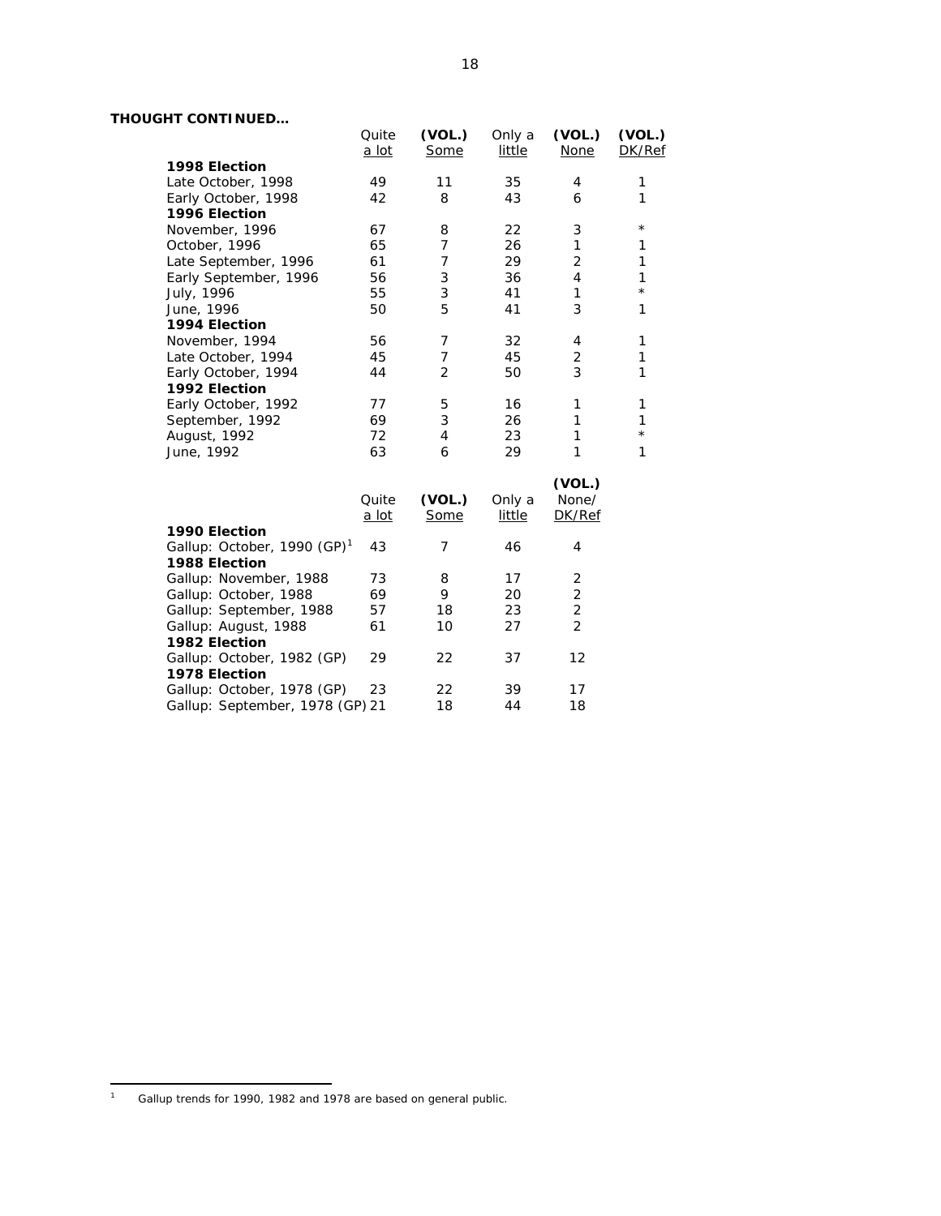**THOUGHT CONTINUED…**

| | Quite a lot | (VOL.) Some | Only a little | (VOL.) None | (VOL.) DK/Ref |
|---|---|---|---|---|---|
| **1998 Election** | | | | | |
| Late October, 1998 | 49 | 11 | 35 | 4 | 1 |
| Early October, 1998 | 42 | 8 | 43 | 6 | 1 |
| **1996 Election** | | | | | |
| November, 1996 | 67 | 8 | 22 | 3 | * |
| October, 1996 | 65 | 7 | 26 | 1 | 1 |
| Late September, 1996 | 61 | 7 | 29 | 2 | 1 |
| Early September, 1996 | 56 | 3 | 36 | 4 | 1 |
| July, 1996 | 55 | 3 | 41 | 1 | * |
| June, 1996 | 50 | 5 | 41 | 3 | 1 |
| **1994 Election** | | | | | |
| November, 1994 | 56 | 7 | 32 | 4 | 1 |
| Late October, 1994 | 45 | 7 | 45 | 2 | 1 |
| Early October, 1994 | 44 | 2 | 50 | 3 | 1 |
| **1992 Election** | | | | | |
| Early October, 1992 | 77 | 5 | 16 | 1 | 1 |
| September, 1992 | 69 | 3 | 26 | 1 | 1 |
| August, 1992 | 72 | 4 | 23 | 1 | * |
| June, 1992 | 63 | 6 | 29 | 1 | 1 |

| | Quite a lot | (VOL.) Some | Only a little | (VOL.) None/ DK/Ref |
|---|---|---|---|---|
| **1990 Election** | | | | |
| Gallup: October, 1990 (GP)[1] | 43 | 7 | 46 | 4 |
| **1988 Election** | | | | |
| Gallup: November, 1988 | 73 | 8 | 17 | 2 |
| Gallup: October, 1988 | 69 | 9 | 20 | 2 |
| Gallup: September, 1988 | 57 | 18 | 23 | 2 |
| Gallup: August, 1988 | 61 | 10 | 27 | 2 |
| **1982 Election** | | | | |
| Gallup: October, 1982 (GP) | 29 | 22 | 37 | 12 |
| **1978 Election** | | | | |
| Gallup: October, 1978 (GP) | 23 | 22 | 39 | 17 |
| Gallup: September, 1978 (GP) | 21 | 18 | 44 | 18 |

[1] Gallup trends for 1990, 1982 and 1978 are based on general public.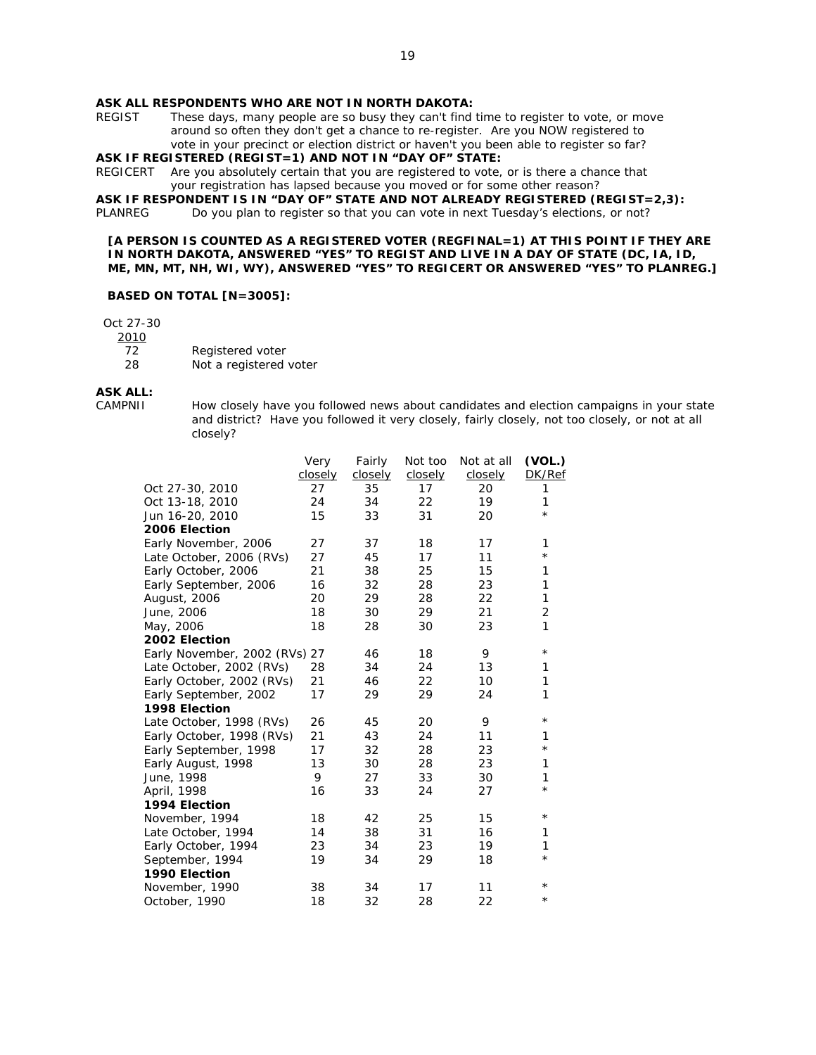**ASK ALL RESPONDENTS WHO ARE NOT IN NORTH DAKOTA:**

REGIST These days, many people are so busy they can't find time to register to vote, or move around so often they don't get a chance to re-register. Are you NOW registered to vote in your precinct or election district or haven't you been able to register so far?

**ASK IF REGISTERED (REGIST=1) AND NOT IN "DAY OF" STATE:**

REGICERT Are you absolutely certain that you are registered to vote, or is there a chance that your registration has lapsed because you moved or for some other reason?

**ASK IF RESPONDENT IS IN "DAY OF" STATE AND NOT ALREADY REGISTERED (REGIST=2,3):**

PLANREG Do you plan to register so that you can vote in next Tuesday's elections, or not?

**[A PERSON IS COUNTED AS A REGISTERED VOTER (REGFINAL=1) AT THIS POINT IF THEY ARE IN NORTH DAKOTA, ANSWERED "YES" TO REGIST AND LIVE IN A DAY OF STATE (DC, IA, ID, ME, MN, MT, NH, WI, WY), ANSWERED "YES" TO REGICERT OR ANSWERED "YES" TO PLANREG.]**

**BASED ON TOTAL [N=3005]:**

| Oct 27-30 2010 | |
|---|---|
| 72 | Registered voter |
| 28 | Not a registered voter |

**ASK ALL:**

CAMPNII How closely have you followed news about candidates and election campaigns in your state and district? Have you followed it very closely, fairly closely, not too closely, or not at all closely?

| | Very closely | Fairly closely | Not too closely | Not at all closely | (VOL.) DK/Ref |
|---|---|---|---|---|---|
| Oct 27-30, 2010 | 27 | 35 | 17 | 20 | 1 |
| Oct 13-18, 2010 | 24 | 34 | 22 | 19 | 1 |
| Jun 16-20, 2010 | 15 | 33 | 31 | 20 | * |
| **2006 Election** | | | | | |
| Early November, 2006 | 27 | 37 | 18 | 17 | 1 |
| Late October, 2006 (RVs) | 27 | 45 | 17 | 11 | * |
| Early October, 2006 | 21 | 38 | 25 | 15 | 1 |
| Early September, 2006 | 16 | 32 | 28 | 23 | 1 |
| August, 2006 | 20 | 29 | 28 | 22 | 1 |
| June, 2006 | 18 | 30 | 29 | 21 | 2 |
| May, 2006 | 18 | 28 | 30 | 23 | 1 |
| **2002 Election** | | | | | |
| Early November, 2002 (RVs) | 27 | 46 | 18 | 9 | * |
| Late October, 2002 (RVs) | 28 | 34 | 24 | 13 | 1 |
| Early October, 2002 (RVs) | 21 | 46 | 22 | 10 | 1 |
| Early September, 2002 | 17 | 29 | 29 | 24 | 1 |
| **1998 Election** | | | | | |
| Late October, 1998 (RVs) | 26 | 45 | 20 | 9 | * |
| Early October, 1998 (RVs) | 21 | 43 | 24 | 11 | 1 |
| Early September, 1998 | 17 | 32 | 28 | 23 | * |
| Early August, 1998 | 13 | 30 | 28 | 23 | 1 |
| June, 1998 | 9 | 27 | 33 | 30 | 1 |
| April, 1998 | 16 | 33 | 24 | 27 | * |
| **1994 Election** | | | | | |
| November, 1994 | 18 | 42 | 25 | 15 | * |
| Late October, 1994 | 14 | 38 | 31 | 16 | 1 |
| Early October, 1994 | 23 | 34 | 23 | 19 | 1 |
| September, 1994 | 19 | 34 | 29 | 18 | * |
| **1990 Election** | | | | | |
| November, 1990 | 38 | 34 | 17 | 11 | * |
| October, 1990 | 18 | 32 | 28 | 22 | * |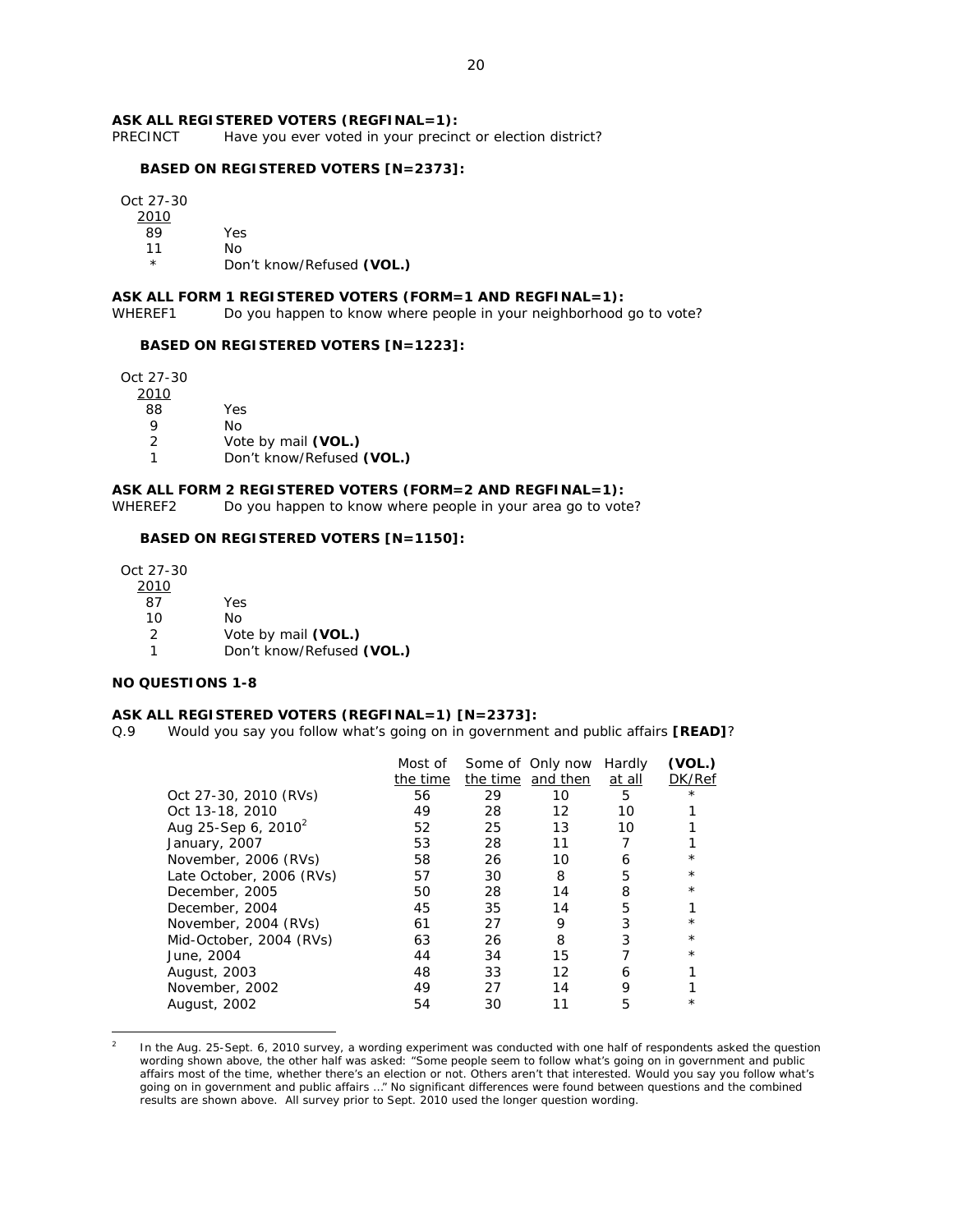**ASK ALL REGISTERED VOTERS (REGFINAL=1):**

PRECINCT Have you ever voted in your precinct or election district?

**BASED ON REGISTERED VOTERS [N=2373]:**

| Oct 27-30 2010 | |
|---|---|
| 89 | Yes |
| 11 | No |
| * | Don't know/Refused **(VOL.)** |

**ASK ALL FORM 1 REGISTERED VOTERS (FORM=1 AND REGFINAL=1):**

WHEREF1 Do you happen to know where people in your neighborhood go to vote?

**BASED ON REGISTERED VOTERS [N=1223]:**

| Oct 27-30 2010 | |
|---|---|
| 88 | Yes |
| 9 | No |
| 2 | Vote by mail **(VOL.)** |
| 1 | Don't know/Refused **(VOL.)** |

**ASK ALL FORM 2 REGISTERED VOTERS (FORM=2 AND REGFINAL=1):**

WHEREF2 Do you happen to know where people in your area go to vote?

**BASED ON REGISTERED VOTERS [N=1150]:**

| Oct 27-30 2010 | |
|---|---|
| 87 | Yes |
| 10 | No |
| 2 | Vote by mail **(VOL.)** |
| 1 | Don't know/Refused **(VOL.)** |

**NO QUESTIONS 1-8**

**ASK ALL REGISTERED VOTERS (REGFINAL=1) [N=2373]:**

Q.9 Would you say you follow what's going on in government and public affairs **[READ]**?

| | Most of the time | Some of the time | Only now and then | Hardly at all | **(VOL.)** DK/Ref |
|---|---|---|---|---|---|
| Oct 27-30, 2010 (RVs) | 56 | 29 | 10 | 5 | * |
| Oct 13-18, 2010 | 49 | 28 | 12 | 10 | 1 |
| Aug 25-Sep 6, 2010[2] | 52 | 25 | 13 | 10 | 1 |
| January, 2007 | 53 | 28 | 11 | 7 | 1 |
| November, 2006 (RVs) | 58 | 26 | 10 | 6 | * |
| Late October, 2006 (RVs) | 57 | 30 | 8 | 5 | * |
| December, 2005 | 50 | 28 | 14 | 8 | * |
| December, 2004 | 45 | 35 | 14 | 5 | 1 |
| November, 2004 (RVs) | 61 | 27 | 9 | 3 | * |
| Mid-October, 2004 (RVs) | 63 | 26 | 8 | 3 | * |
| June, 2004 | 44 | 34 | 15 | 7 | * |
| August, 2003 | 48 | 33 | 12 | 6 | 1 |
| November, 2002 | 49 | 27 | 14 | 9 | 1 |
| August, 2002 | 54 | 30 | 11 | 5 | * |

[2] In the Aug. 25-Sept. 6, 2010 survey, a wording experiment was conducted with one half of respondents asked the question wording shown above, the other half was asked: "Some people seem to follow what's going on in government and public affairs most of the time, whether there's an election or not. Others aren't that interested. Would you say you follow what's going on in government and public affairs …" No significant differences were found between questions and the combined results are shown above. All survey prior to Sept. 2010 used the longer question wording.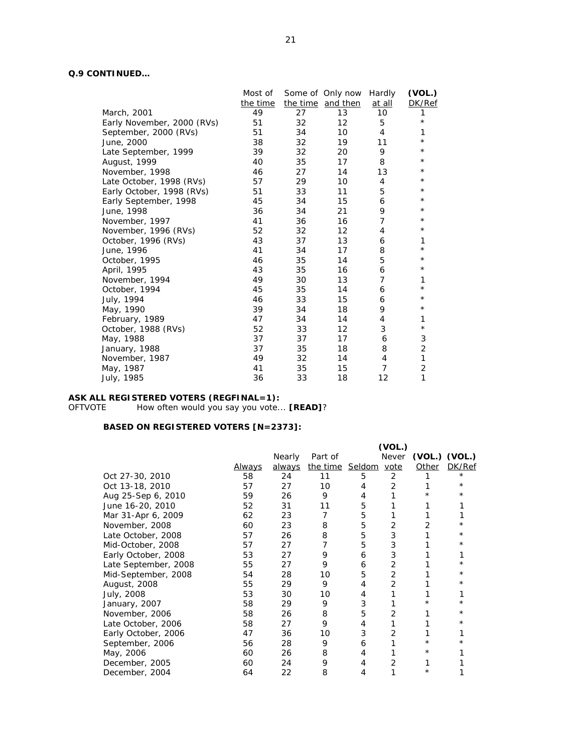**Q.9 CONTINUED…**

| | Most of the time | Some of the time | Only now and then | Hardly at all | (VOL.) DK/Ref |
|---|---|---|---|---|---|
| March, 2001 | 49 | 27 | 13 | 10 | 1 |
| Early November, 2000 (RVs) | 51 | 32 | 12 | 5 | * |
| September, 2000 (RVs) | 51 | 34 | 10 | 4 | 1 |
| June, 2000 | 38 | 32 | 19 | 11 | * |
| Late September, 1999 | 39 | 32 | 20 | 9 | * |
| August, 1999 | 40 | 35 | 17 | 8 | * |
| November, 1998 | 46 | 27 | 14 | 13 | * |
| Late October, 1998 (RVs) | 57 | 29 | 10 | 4 | * |
| Early October, 1998 (RVs) | 51 | 33 | 11 | 5 | * |
| Early September, 1998 | 45 | 34 | 15 | 6 | * |
| June, 1998 | 36 | 34 | 21 | 9 | * |
| November, 1997 | 41 | 36 | 16 | 7 | * |
| November, 1996 (RVs) | 52 | 32 | 12 | 4 | * |
| October, 1996 (RVs) | 43 | 37 | 13 | 6 | 1 |
| June, 1996 | 41 | 34 | 17 | 8 | * |
| October, 1995 | 46 | 35 | 14 | 5 | * |
| April, 1995 | 43 | 35 | 16 | 6 | * |
| November, 1994 | 49 | 30 | 13 | 7 | 1 |
| October, 1994 | 45 | 35 | 14 | 6 | * |
| July, 1994 | 46 | 33 | 15 | 6 | * |
| May, 1990 | 39 | 34 | 18 | 9 | * |
| February, 1989 | 47 | 34 | 14 | 4 | 1 |
| October, 1988 (RVs) | 52 | 33 | 12 | 3 | * |
| May, 1988 | 37 | 37 | 17 | 6 | 3 |
| January, 1988 | 37 | 35 | 18 | 8 | 2 |
| November, 1987 | 49 | 32 | 14 | 4 | 1 |
| May, 1987 | 41 | 35 | 15 | 7 | 2 |
| July, 1985 | 36 | 33 | 18 | 12 | 1 |

**ASK ALL REGISTERED VOTERS (REGFINAL=1):**

OFTVOTE How often would you say you vote... **[READ]**?

**BASED ON REGISTERED VOTERS [N=2373]:**

| | Always | Nearly always | Part of the time | Seldom | (VOL.) Never vote | (VOL.) Other | (VOL.) DK/Ref |
|---|---|---|---|---|---|---|---|
| Oct 27-30, 2010 | 58 | 24 | 11 | 5 | 2 | 1 | * |
| Oct 13-18, 2010 | 57 | 27 | 10 | 4 | 2 | 1 | * |
| Aug 25-Sep 6, 2010 | 59 | 26 | 9 | 4 | 1 | * | * |
| June 16-20, 2010 | 52 | 31 | 11 | 5 | 1 | 1 | 1 |
| Mar 31-Apr 6, 2009 | 62 | 23 | 7 | 5 | 1 | 1 | 1 |
| November, 2008 | 60 | 23 | 8 | 5 | 2 | 2 | * |
| Late October, 2008 | 57 | 26 | 8 | 5 | 3 | 1 | * |
| Mid-October, 2008 | 57 | 27 | 7 | 5 | 3 | 1 | * |
| Early October, 2008 | 53 | 27 | 9 | 6 | 3 | 1 | 1 |
| Late September, 2008 | 55 | 27 | 9 | 6 | 2 | 1 | * |
| Mid-September, 2008 | 54 | 28 | 10 | 5 | 2 | 1 | * |
| August, 2008 | 55 | 29 | 9 | 4 | 2 | 1 | * |
| July, 2008 | 53 | 30 | 10 | 4 | 1 | 1 | 1 |
| January, 2007 | 58 | 29 | 9 | 3 | 1 | * | * |
| November, 2006 | 58 | 26 | 8 | 5 | 2 | 1 | * |
| Late October, 2006 | 58 | 27 | 9 | 4 | 1 | 1 | * |
| Early October, 2006 | 47 | 36 | 10 | 3 | 2 | 1 | 1 |
| September, 2006 | 56 | 28 | 9 | 6 | 1 | * | * |
| May, 2006 | 60 | 26 | 8 | 4 | 1 | * | 1 |
| December, 2005 | 60 | 24 | 9 | 4 | 2 | 1 | 1 |
| December, 2004 | 64 | 22 | 8 | 4 | 1 | * | 1 |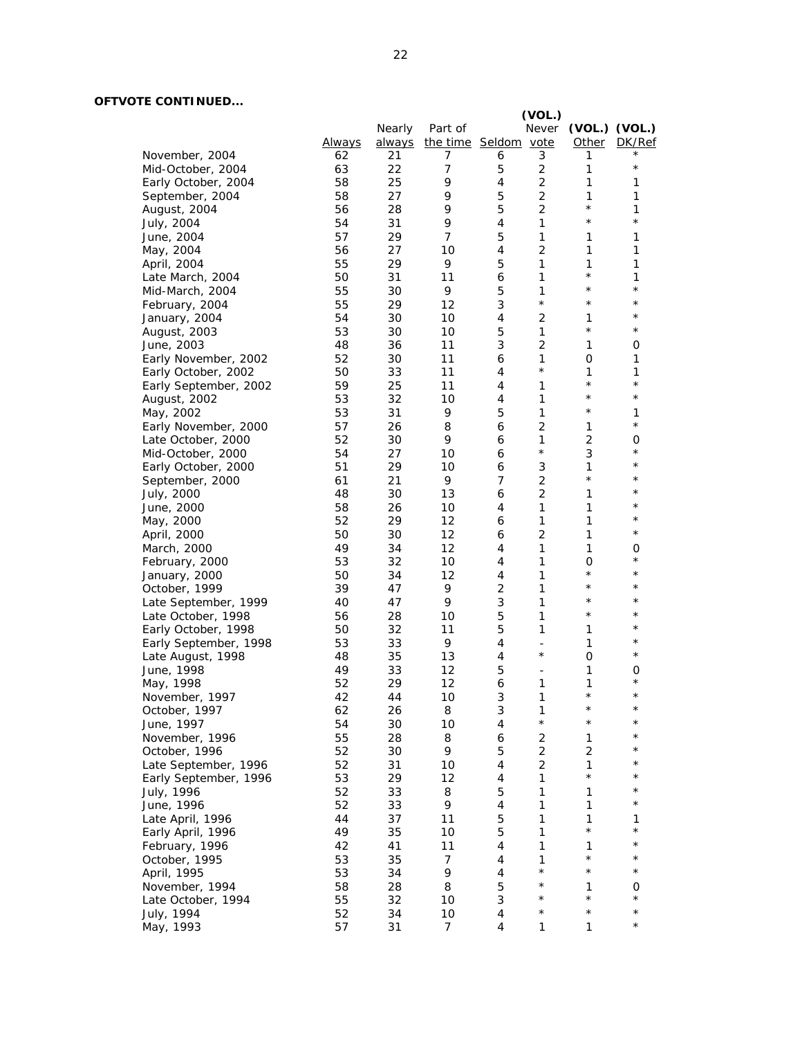**OFTVOTE CONTINUED...**

| | Always | Nearly always | Part of the time | Seldom | (VOL.) Never vote | (VOL.) Other | (VOL.) DK/Ref |
|---|---|---|---|---|---|---|---|
| November, 2004 | 62 | 21 | 7 | 6 | 3 | 1 | * |
| Mid-October, 2004 | 63 | 22 | 7 | 5 | 2 | 1 | * |
| Early October, 2004 | 58 | 25 | 9 | 4 | 2 | 1 | 1 |
| September, 2004 | 58 | 27 | 9 | 5 | 2 | 1 | 1 |
| August, 2004 | 56 | 28 | 9 | 5 | 2 | * | 1 |
| July, 2004 | 54 | 31 | 9 | 4 | 1 | * | * |
| June, 2004 | 57 | 29 | 7 | 5 | 1 | 1 | 1 |
| May, 2004 | 56 | 27 | 10 | 4 | 2 | 1 | 1 |
| April, 2004 | 55 | 29 | 9 | 5 | 1 | 1 | 1 |
| Late March, 2004 | 50 | 31 | 11 | 6 | 1 | * | 1 |
| Mid-March, 2004 | 55 | 30 | 9 | 5 | 1 | * | * |
| February, 2004 | 55 | 29 | 12 | 3 | * | * | * |
| January, 2004 | 54 | 30 | 10 | 4 | 2 | 1 | * |
| August, 2003 | 53 | 30 | 10 | 5 | 1 | * | * |
| June, 2003 | 48 | 36 | 11 | 3 | 2 | 1 | 0 |
| Early November, 2002 | 52 | 30 | 11 | 6 | 1 | 0 | 1 |
| Early October, 2002 | 50 | 33 | 11 | 4 | * | 1 | 1 |
| Early September, 2002 | 59 | 25 | 11 | 4 | 1 | * | * |
| August, 2002 | 53 | 32 | 10 | 4 | 1 | * | * |
| May, 2002 | 53 | 31 | 9 | 5 | 1 | * | 1 |
| Early November, 2000 | 57 | 26 | 8 | 6 | 2 | 1 | * |
| Late October, 2000 | 52 | 30 | 9 | 6 | 1 | 2 | 0 |
| Mid-October, 2000 | 54 | 27 | 10 | 6 | * | 3 | * |
| Early October, 2000 | 51 | 29 | 10 | 6 | 3 | 1 | * |
| September, 2000 | 61 | 21 | 9 | 7 | 2 | * | * |
| July, 2000 | 48 | 30 | 13 | 6 | 2 | 1 | * |
| June, 2000 | 58 | 26 | 10 | 4 | 1 | 1 | * |
| May, 2000 | 52 | 29 | 12 | 6 | 1 | 1 | * |
| April, 2000 | 50 | 30 | 12 | 6 | 2 | 1 | * |
| March, 2000 | 49 | 34 | 12 | 4 | 1 | 1 | 0 |
| February, 2000 | 53 | 32 | 10 | 4 | 1 | 0 | * |
| January, 2000 | 50 | 34 | 12 | 4 | 1 | * | * |
| October, 1999 | 39 | 47 | 9 | 2 | 1 | * | * |
| Late September, 1999 | 40 | 47 | 9 | 3 | 1 | * | * |
| Late October, 1998 | 56 | 28 | 10 | 5 | 1 | * | * |
| Early October, 1998 | 50 | 32 | 11 | 5 | 1 | 1 | * |
| Early September, 1998 | 53 | 33 | 9 | 4 | - | 1 | * |
| Late August, 1998 | 48 | 35 | 13 | 4 | * | 0 | * |
| June, 1998 | 49 | 33 | 12 | 5 | - | 1 | 0 |
| May, 1998 | 52 | 29 | 12 | 6 | 1 | 1 | * |
| November, 1997 | 42 | 44 | 10 | 3 | 1 | * | * |
| October, 1997 | 62 | 26 | 8 | 3 | 1 | * | * |
| June, 1997 | 54 | 30 | 10 | 4 | * | * | * |
| November, 1996 | 55 | 28 | 8 | 6 | 2 | 1 | * |
| October, 1996 | 52 | 30 | 9 | 5 | 2 | 2 | * |
| Late September, 1996 | 52 | 31 | 10 | 4 | 2 | 1 | * |
| Early September, 1996 | 53 | 29 | 12 | 4 | 1 | * | * |
| July, 1996 | 52 | 33 | 8 | 5 | 1 | 1 | * |
| June, 1996 | 52 | 33 | 9 | 4 | 1 | 1 | * |
| Late April, 1996 | 44 | 37 | 11 | 5 | 1 | 1 | 1 |
| Early April, 1996 | 49 | 35 | 10 | 5 | 1 | * | * |
| February, 1996 | 42 | 41 | 11 | 4 | 1 | 1 | * |
| October, 1995 | 53 | 35 | 7 | 4 | 1 | * | * |
| April, 1995 | 53 | 34 | 9 | 4 | * | * | * |
| November, 1994 | 58 | 28 | 8 | 5 | * | 1 | 0 |
| Late October, 1994 | 55 | 32 | 10 | 3 | * | * | * |
| July, 1994 | 52 | 34 | 10 | 4 | * | * | * |
| May, 1993 | 57 | 31 | 7 | 4 | 1 | 1 | * |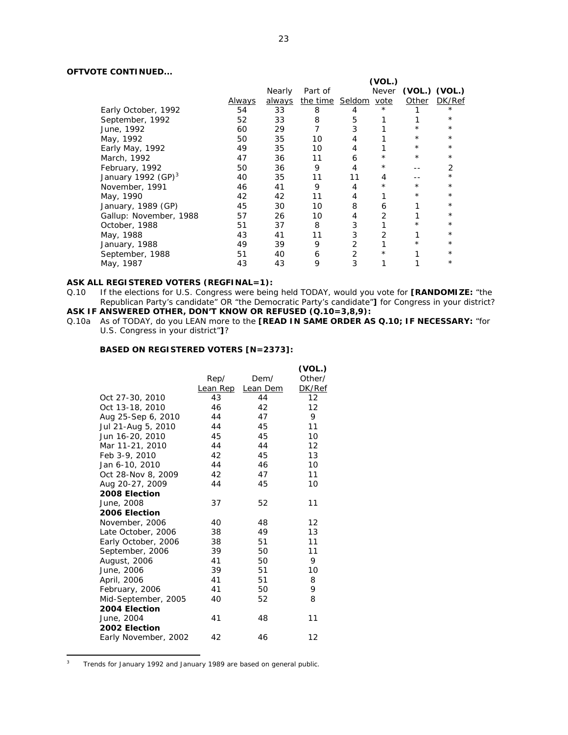**OFTVOTE CONTINUED...**

| | Always | Nearly always | Part of the time | Seldom | (VOL.) Never vote | (VOL.) Other | (VOL.) DK/Ref |
|---|---|---|---|---|---|---|---|
| Early October, 1992 | 54 | 33 | 8 | 4 | * | 1 | * |
| September, 1992 | 52 | 33 | 8 | 5 | 1 | 1 | * |
| June, 1992 | 60 | 29 | 7 | 3 | 1 | * | * |
| May, 1992 | 50 | 35 | 10 | 4 | 1 | * | * |
| Early May, 1992 | 49 | 35 | 10 | 4 | 1 | * | * |
| March, 1992 | 47 | 36 | 11 | 6 | * | * | * |
| February, 1992 | 50 | 36 | 9 | 4 | * | -- | 2 |
| January 1992 (GP)[3] | 40 | 35 | 11 | 11 | 4 | -- | * |
| November, 1991 | 46 | 41 | 9 | 4 | * | * | * |
| May, 1990 | 42 | 42 | 11 | 4 | 1 | * | * |
| January, 1989 (GP) | 45 | 30 | 10 | 8 | 6 | 1 | * |
| Gallup: November, 1988 | 57 | 26 | 10 | 4 | 2 | 1 | * |
| October, 1988 | 51 | 37 | 8 | 3 | 1 | * | * |
| May, 1988 | 43 | 41 | 11 | 3 | 2 | 1 | * |
| January, 1988 | 49 | 39 | 9 | 2 | 1 | * | * |
| September, 1988 | 51 | 40 | 6 | 2 | * | 1 | * |
| May, 1987 | 43 | 43 | 9 | 3 | 1 | 1 | * |

**ASK ALL REGISTERED VOTERS (REGFINAL=1):**

Q.10 If the elections for U.S. Congress were being held TODAY, would you vote for **[RANDOMIZE:** "the Republican Party's candidate" OR "the Democratic Party's candidate"**]** for Congress in your district?

**ASK IF ANSWERED OTHER, DON'T KNOW OR REFUSED (Q.10=3,8,9):**

Q.10a As of TODAY, do you LEAN more to the **[READ IN SAME ORDER AS Q.10; IF NECESSARY:** "for U.S. Congress in your district"**]**?

**BASED ON REGISTERED VOTERS [N=2373]:**

| | Rep/ Lean Rep | Dem/ Lean Dem | (VOL.) Other/ DK/Ref |
|---|---|---|---|
| Oct 27-30, 2010 | 43 | 44 | 12 |
| Oct 13-18, 2010 | 46 | 42 | 12 |
| Aug 25-Sep 6, 2010 | 44 | 47 | 9 |
| Jul 21-Aug 5, 2010 | 44 | 45 | 11 |
| Jun 16-20, 2010 | 45 | 45 | 10 |
| Mar 11-21, 2010 | 44 | 44 | 12 |
| Feb 3-9, 2010 | 42 | 45 | 13 |
| Jan 6-10, 2010 | 44 | 46 | 10 |
| Oct 28-Nov 8, 2009 | 42 | 47 | 11 |
| Aug 20-27, 2009 | 44 | 45 | 10 |
| **2008 Election** | | | |
| June, 2008 | 37 | 52 | 11 |
| **2006 Election** | | | |
| November, 2006 | 40 | 48 | 12 |
| Late October, 2006 | 38 | 49 | 13 |
| Early October, 2006 | 38 | 51 | 11 |
| September, 2006 | 39 | 50 | 11 |
| August, 2006 | 41 | 50 | 9 |
| June, 2006 | 39 | 51 | 10 |
| April, 2006 | 41 | 51 | 8 |
| February, 2006 | 41 | 50 | 9 |
| Mid-September, 2005 | 40 | 52 | 8 |
| **2004 Election** | | | |
| June, 2004 | 41 | 48 | 11 |
| **2002 Election** | | | |
| Early November, 2002 | 42 | 46 | 12 |

[3] Trends for January 1992 and January 1989 are based on general public.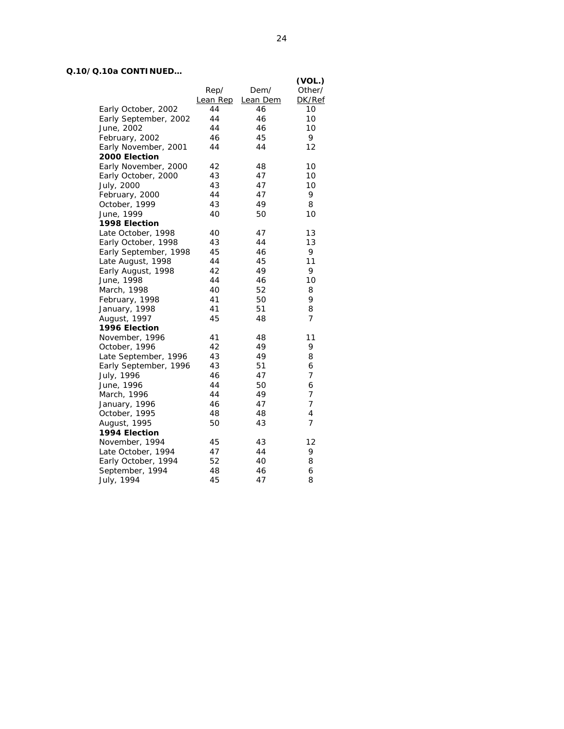**Q.10/Q.10a CONTINUED…**

| | Rep/ Lean Rep | Dem/ Lean Dem | (VOL.) Other/ DK/Ref |
|---|---|---|---|
| Early October, 2002 | 44 | 46 | 10 |
| Early September, 2002 | 44 | 46 | 10 |
| June, 2002 | 44 | 46 | 10 |
| February, 2002 | 46 | 45 | 9 |
| Early November, 2001 | 44 | 44 | 12 |
| **2000 Election** | | | |
| Early November, 2000 | 42 | 48 | 10 |
| Early October, 2000 | 43 | 47 | 10 |
| July, 2000 | 43 | 47 | 10 |
| February, 2000 | 44 | 47 | 9 |
| October, 1999 | 43 | 49 | 8 |
| June, 1999 | 40 | 50 | 10 |
| **1998 Election** | | | |
| Late October, 1998 | 40 | 47 | 13 |
| Early October, 1998 | 43 | 44 | 13 |
| Early September, 1998 | 45 | 46 | 9 |
| Late August, 1998 | 44 | 45 | 11 |
| Early August, 1998 | 42 | 49 | 9 |
| June, 1998 | 44 | 46 | 10 |
| March, 1998 | 40 | 52 | 8 |
| February, 1998 | 41 | 50 | 9 |
| January, 1998 | 41 | 51 | 8 |
| August, 1997 | 45 | 48 | 7 |
| **1996 Election** | | | |
| November, 1996 | 41 | 48 | 11 |
| October, 1996 | 42 | 49 | 9 |
| Late September, 1996 | 43 | 49 | 8 |
| Early September, 1996 | 43 | 51 | 6 |
| July, 1996 | 46 | 47 | 7 |
| June, 1996 | 44 | 50 | 6 |
| March, 1996 | 44 | 49 | 7 |
| January, 1996 | 46 | 47 | 7 |
| October, 1995 | 48 | 48 | 4 |
| August, 1995 | 50 | 43 | 7 |
| **1994 Election** | | | |
| November, 1994 | 45 | 43 | 12 |
| Late October, 1994 | 47 | 44 | 9 |
| Early October, 1994 | 52 | 40 | 8 |
| September, 1994 | 48 | 46 | 6 |
| July, 1994 | 45 | 47 | 8 |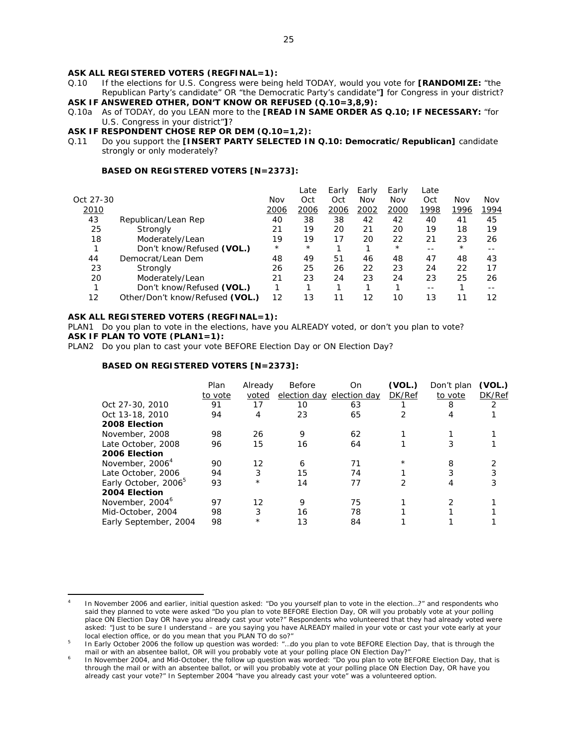**ASK ALL REGISTERED VOTERS (REGFINAL=1):**

Q.10 If the elections for U.S. Congress were being held TODAY, would you vote for **[RANDOMIZE:** "the Republican Party's candidate" OR "the Democratic Party's candidate"**]** for Congress in your district?

**ASK IF ANSWERED OTHER, DON'T KNOW OR REFUSED (Q.10=3,8,9):**

Q.10a As of TODAY, do you LEAN more to the **[READ IN SAME ORDER AS Q.10; IF NECESSARY:** "for U.S. Congress in your district"**]**?

**ASK IF RESPONDENT CHOSE REP OR DEM (Q.10=1,2):**

Q.11 Do you support the **[INSERT PARTY SELECTED IN Q.10: Democratic/Republican]** candidate strongly or only moderately?

**BASED ON REGISTERED VOTERS [N=2373]:**

| Oct 27-30 2010 | | Nov 2006 | Late Oct 2006 | Early Oct 2006 | Early Nov 2002 | Early Nov 2000 | Late Oct 1998 | Nov 1996 | Nov 1994 |
|---|---|---|---|---|---|---|---|---|---|
| 43 | Republican/Lean Rep | 40 | 38 | 38 | 42 | 42 | 40 | 41 | 45 |
| 25 | Strongly | 21 | 19 | 20 | 21 | 20 | 19 | 18 | 19 |
| 18 | Moderately/Lean | 19 | 19 | 17 | 20 | 22 | 21 | 23 | 26 |
| 1 | Don't know/Refused **(VOL.)** | * | * | 1 | 1 | * | -- | * | -- |
| 44 | Democrat/Lean Dem | 48 | 49 | 51 | 46 | 48 | 47 | 48 | 43 |
| 23 | Strongly | 26 | 25 | 26 | 22 | 23 | 24 | 22 | 17 |
| 20 | Moderately/Lean | 21 | 23 | 24 | 23 | 24 | 23 | 25 | 26 |
| 1 | Don't know/Refused **(VOL.)** | 1 | 1 | 1 | 1 | 1 | -- | 1 | -- |
| 12 | Other/Don't know/Refused **(VOL.)** | 12 | 13 | 11 | 12 | 10 | 13 | 11 | 12 |

**ASK ALL REGISTERED VOTERS (REGFINAL=1):**

PLAN1 Do you plan to vote in the elections, have you ALREADY voted, or don't you plan to vote?

**ASK IF PLAN TO VOTE (PLAN1=1):**

PLAN2 Do you plan to cast your vote BEFORE Election Day or ON Election Day?

**BASED ON REGISTERED VOTERS [N=2373]:**

| | Plan to vote | Already voted | Before election day | On election day | **(VOL.)** DK/Ref | Don't plan to vote | **(VOL.)** DK/Ref |
|---|---|---|---|---|---|---|---|
| Oct 27-30, 2010 | 91 | 17 | 10 | 63 | 1 | 8 | 2 |
| Oct 13-18, 2010 | 94 | 4 | 23 | 65 | 2 | 4 | 1 |
| **2008 Election** | | | | | | | |
| November, 2008 | 98 | 26 | 9 | 62 | 1 | 1 | 1 |
| Late October, 2008 | 96 | 15 | 16 | 64 | 1 | 3 | 1 |
| **2006 Election** | | | | | | | |
| November, 2006[4] | 90 | 12 | 6 | 71 | * | 8 | 2 |
| Late October, 2006 | 94 | 3 | 15 | 74 | 1 | 3 | 3 |
| Early October, 2006[5] | 93 | * | 14 | 77 | 2 | 4 | 3 |
| **2004 Election** | | | | | | | |
| November, 2004[6] | 97 | 12 | 9 | 75 | 1 | 2 | 1 |
| Mid-October, 2004 | 98 | 3 | 16 | 78 | 1 | 1 | 1 |
| Early September, 2004 | 98 | * | 13 | 84 | 1 | 1 | 1 |

---

[4] In November 2006 and earlier, initial question asked: "Do you yourself plan to vote in the election…?" and respondents who said they planned to vote were asked "Do you plan to vote BEFORE Election Day, OR will you probably vote at your polling place ON Election Day OR have you already cast your vote?" Respondents who volunteered that they had already voted were asked: "Just to be sure I understand – are you saying you have ALREADY mailed in your vote or cast your vote early at your local election office, or do you mean that you PLAN TO do so?"

[5] In Early October 2006 the follow up question was worded: "…do you plan to vote BEFORE Election Day, that is through the mail or with an absentee ballot, OR will you probably vote at your polling place ON Election Day?"

[6] In November 2004, and Mid-October, the follow up question was worded: "Do you plan to vote BEFORE Election Day, that is through the mail or with an absentee ballot, or will you probably vote at your polling place ON Election Day, OR have you already cast your vote?" In September 2004 "have you already cast your vote" was a volunteered option.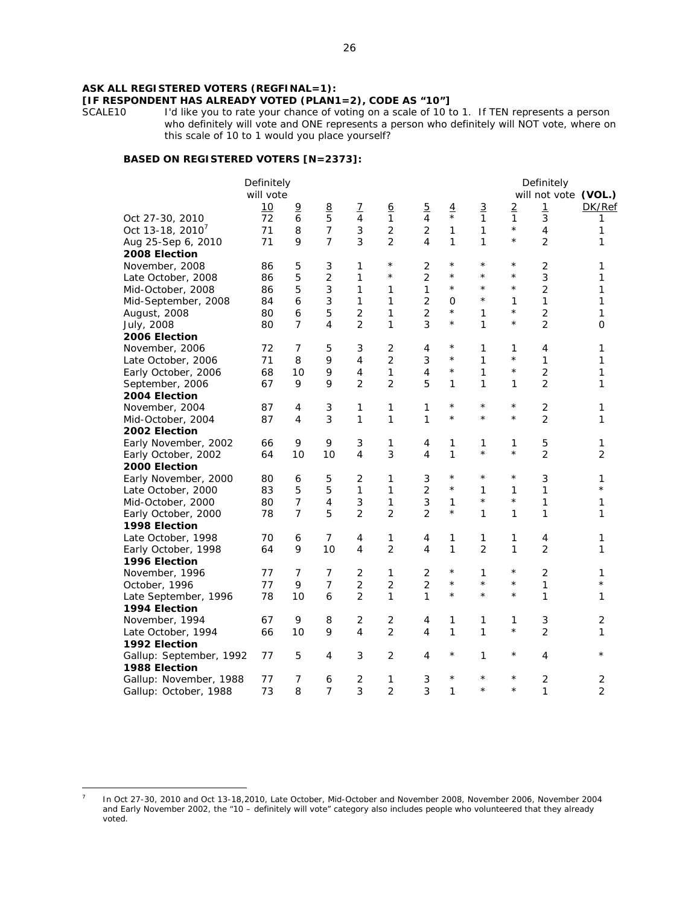**ASK ALL REGISTERED VOTERS (REGFINAL=1):**
**[IF RESPONDENT HAS ALREADY VOTED (PLAN1=2), CODE AS "10"]**

SCALE10 I'd like you to rate your chance of voting on a scale of 10 to 1. If TEN represents a person who definitely will vote and ONE represents a person who definitely will NOT vote, where on this scale of 10 to 1 would you place yourself?

**BASED ON REGISTERED VOTERS [N=2373]:**

| | Definitely will vote 10 | 9 | 8 | 7 | 6 | 5 | 4 | 3 | 2 | Definitely will not vote 1 | (VOL.) DK/Ref |
|---|---|---|---|---|---|---|---|---|---|---|---|
| Oct 27-30, 2010 | 72 | 6 | 5 | 4 | 1 | 4 | * | 1 | 1 | 3 | 1 |
| Oct 13-18, 2010[7] | 71 | 8 | 7 | 3 | 2 | 2 | 1 | 1 | * | 4 | 1 |
| Aug 25-Sep 6, 2010 | 71 | 9 | 7 | 3 | 2 | 4 | 1 | 1 | * | 2 | 1 |
| **2008 Election** | | | | | | | | | | | |
| November, 2008 | 86 | 5 | 3 | 1 | * | 2 | * | * | * | 2 | 1 |
| Late October, 2008 | 86 | 5 | 2 | 1 | * | 2 | * | * | * | 3 | 1 |
| Mid-October, 2008 | 86 | 5 | 3 | 1 | 1 | 1 | * | * | * | 2 | 1 |
| Mid-September, 2008 | 84 | 6 | 3 | 1 | 1 | 2 | 0 | * | 1 | 1 | 1 |
| August, 2008 | 80 | 6 | 5 | 2 | 1 | 2 | * | 1 | * | 2 | 1 |
| July, 2008 | 80 | 7 | 4 | 2 | 1 | 3 | * | 1 | * | 2 | 0 |
| **2006 Election** | | | | | | | | | | | |
| November, 2006 | 72 | 7 | 5 | 3 | 2 | 4 | * | 1 | 1 | 4 | 1 |
| Late October, 2006 | 71 | 8 | 9 | 4 | 2 | 3 | * | 1 | * | 1 | 1 |
| Early October, 2006 | 68 | 10 | 9 | 4 | 1 | 4 | * | 1 | * | 2 | 1 |
| September, 2006 | 67 | 9 | 9 | 2 | 2 | 5 | 1 | 1 | 1 | 2 | 1 |
| **2004 Election** | | | | | | | | | | | |
| November, 2004 | 87 | 4 | 3 | 1 | 1 | 1 | * | * | * | 2 | 1 |
| Mid-October, 2004 | 87 | 4 | 3 | 1 | 1 | 1 | * | * | * | 2 | 1 |
| **2002 Election** | | | | | | | | | | | |
| Early November, 2002 | 66 | 9 | 9 | 3 | 1 | 4 | 1 | 1 | 1 | 5 | 1 |
| Early October, 2002 | 64 | 10 | 10 | 4 | 3 | 4 | 1 | * | * | 2 | 2 |
| **2000 Election** | | | | | | | | | | | |
| Early November, 2000 | 80 | 6 | 5 | 2 | 1 | 3 | * | * | * | 3 | 1 |
| Late October, 2000 | 83 | 5 | 5 | 1 | 1 | 2 | * | 1 | 1 | 1 | * |
| Mid-October, 2000 | 80 | 7 | 4 | 3 | 1 | 3 | 1 | * | * | 1 | 1 |
| Early October, 2000 | 78 | 7 | 5 | 2 | 2 | 2 | * | 1 | 1 | 1 | 1 |
| **1998 Election** | | | | | | | | | | | |
| Late October, 1998 | 70 | 6 | 7 | 4 | 1 | 4 | 1 | 1 | 1 | 4 | 1 |
| Early October, 1998 | 64 | 9 | 10 | 4 | 2 | 4 | 1 | 2 | 1 | 2 | 1 |
| **1996 Election** | | | | | | | | | | | |
| November, 1996 | 77 | 7 | 7 | 2 | 1 | 2 | * | 1 | * | 2 | 1 |
| October, 1996 | 77 | 9 | 7 | 2 | 2 | 2 | * | * | * | 1 | * |
| Late September, 1996 | 78 | 10 | 6 | 2 | 1 | 1 | * | * | * | 1 | 1 |
| **1994 Election** | | | | | | | | | | | |
| November, 1994 | 67 | 9 | 8 | 2 | 2 | 4 | 1 | 1 | 1 | 3 | 2 |
| Late October, 1994 | 66 | 10 | 9 | 4 | 2 | 4 | 1 | 1 | * | 2 | 1 |
| **1992 Election** | | | | | | | | | | | |
| Gallup: September, 1992 | 77 | 5 | 4 | 3 | 2 | 4 | * | 1 | * | 4 | * |
| **1988 Election** | | | | | | | | | | | |
| Gallup: November, 1988 | 77 | 7 | 6 | 2 | 1 | 3 | * | * | * | 2 | 2 |
| Gallup: October, 1988 | 73 | 8 | 7 | 3 | 2 | 3 | 1 | * | * | 1 | 2 |

[7] In Oct 27-30, 2010 and Oct 13-18,2010, Late October, Mid-October and November 2008, November 2006, November 2004 and Early November 2002, the "10 – definitely will vote" category also includes people who volunteered that they already voted.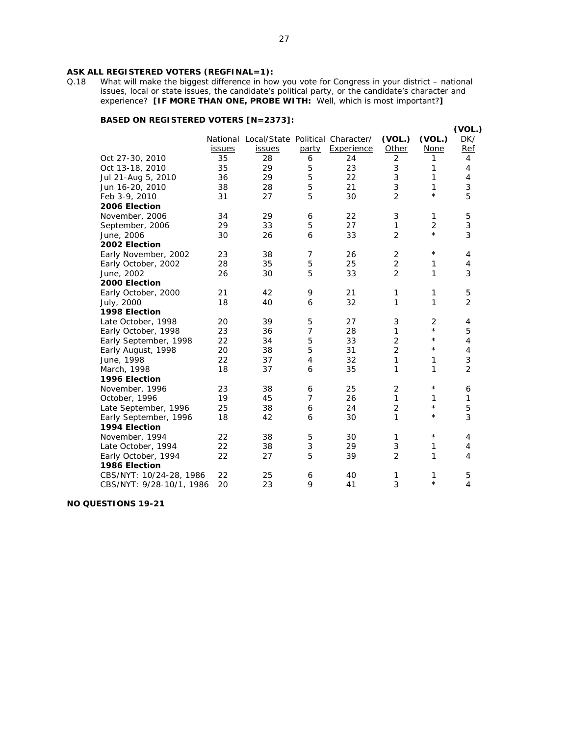**ASK ALL REGISTERED VOTERS (REGFINAL=1):**

Q.18 What will make the biggest difference in how you vote for Congress in your district – national issues, local or state issues, the candidate's political party, or the candidate's character and experience? **[IF MORE THAN ONE, PROBE WITH:** Well, which is most important?**]**

**BASED ON REGISTERED VOTERS [N=2373]:**

| | National issues | Local/State issues | Political party | Character/ Experience | (VOL.) Other | (VOL.) None | (VOL.) DK/ Ref |
|---|---|---|---|---|---|---|---|
| Oct 27-30, 2010 | 35 | 28 | 6 | 24 | 2 | 1 | 4 |
| Oct 13-18, 2010 | 35 | 29 | 5 | 23 | 3 | 1 | 4 |
| Jul 21-Aug 5, 2010 | 36 | 29 | 5 | 22 | 3 | 1 | 4 |
| Jun 16-20, 2010 | 38 | 28 | 5 | 21 | 3 | 1 | 3 |
| Feb 3-9, 2010 | 31 | 27 | 5 | 30 | 2 | * | 5 |
| **2006 Election** | | | | | | | |
| November, 2006 | 34 | 29 | 6 | 22 | 3 | 1 | 5 |
| September, 2006 | 29 | 33 | 5 | 27 | 1 | 2 | 3 |
| June, 2006 | 30 | 26 | 6 | 33 | 2 | * | 3 |
| **2002 Election** | | | | | | | |
| Early November, 2002 | 23 | 38 | 7 | 26 | 2 | * | 4 |
| Early October, 2002 | 28 | 35 | 5 | 25 | 2 | 1 | 4 |
| June, 2002 | 26 | 30 | 5 | 33 | 2 | 1 | 3 |
| **2000 Election** | | | | | | | |
| Early October, 2000 | 21 | 42 | 9 | 21 | 1 | 1 | 5 |
| July, 2000 | 18 | 40 | 6 | 32 | 1 | 1 | 2 |
| **1998 Election** | | | | | | | |
| Late October, 1998 | 20 | 39 | 5 | 27 | 3 | 2 | 4 |
| Early October, 1998 | 23 | 36 | 7 | 28 | 1 | * | 5 |
| Early September, 1998 | 22 | 34 | 5 | 33 | 2 | * | 4 |
| Early August, 1998 | 20 | 38 | 5 | 31 | 2 | * | 4 |
| June, 1998 | 22 | 37 | 4 | 32 | 1 | 1 | 3 |
| March, 1998 | 18 | 37 | 6 | 35 | 1 | 1 | 2 |
| **1996 Election** | | | | | | | |
| November, 1996 | 23 | 38 | 6 | 25 | 2 | * | 6 |
| October, 1996 | 19 | 45 | 7 | 26 | 1 | 1 | 1 |
| Late September, 1996 | 25 | 38 | 6 | 24 | 2 | * | 5 |
| Early September, 1996 | 18 | 42 | 6 | 30 | 1 | * | 3 |
| **1994 Election** | | | | | | | |
| November, 1994 | 22 | 38 | 5 | 30 | 1 | * | 4 |
| Late October, 1994 | 22 | 38 | 3 | 29 | 3 | 1 | 4 |
| Early October, 1994 | 22 | 27 | 5 | 39 | 2 | 1 | 4 |
| **1986 Election** | | | | | | | |
| CBS/NYT: 10/24-28, 1986 | 22 | 25 | 6 | 40 | 1 | 1 | 5 |
| CBS/NYT: 9/28-10/1, 1986 | 20 | 23 | 9 | 41 | 3 | * | 4 |

**NO QUESTIONS 19-21**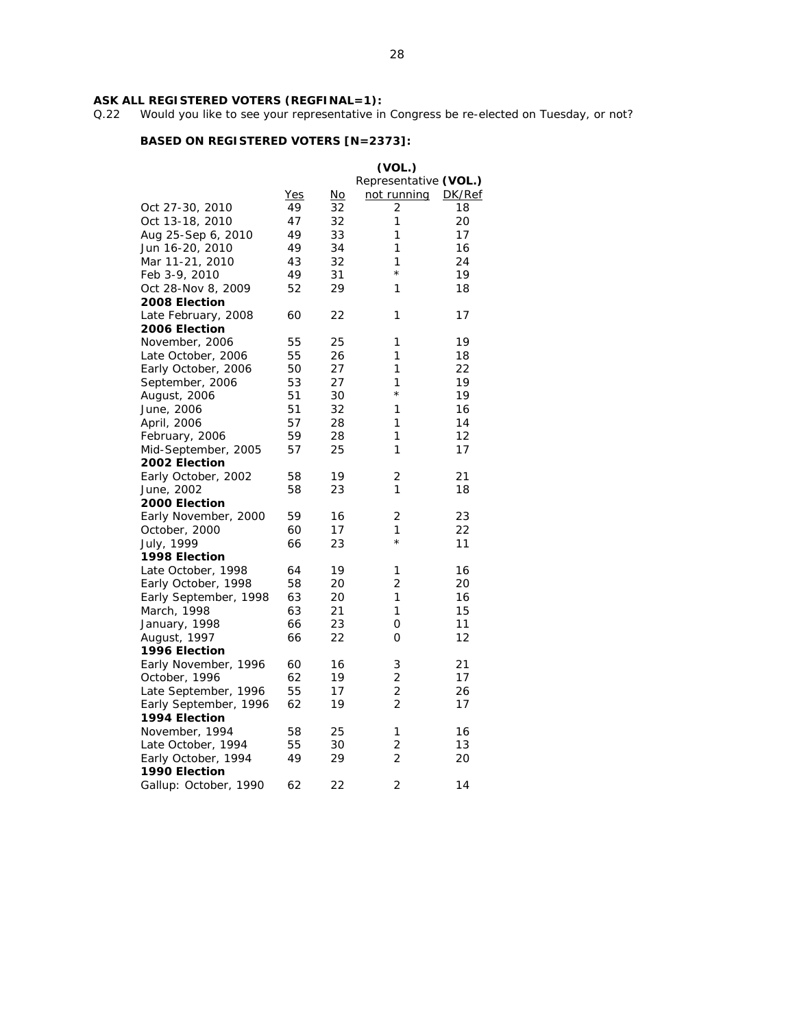**ASK ALL REGISTERED VOTERS (REGFINAL=1):**

Q.22 Would you like to see your representative in Congress be re-elected on Tuesday, or not?

**BASED ON REGISTERED VOTERS [N=2373]:**

| | Yes | No | (VOL.) Representative not running | (VOL.) DK/Ref |
|---|---|---|---|---|
| Oct 27-30, 2010 | 49 | 32 | 2 | 18 |
| Oct 13-18, 2010 | 47 | 32 | 1 | 20 |
| Aug 25-Sep 6, 2010 | 49 | 33 | 1 | 17 |
| Jun 16-20, 2010 | 49 | 34 | 1 | 16 |
| Mar 11-21, 2010 | 43 | 32 | 1 | 24 |
| Feb 3-9, 2010 | 49 | 31 | * | 19 |
| Oct 28-Nov 8, 2009 | 52 | 29 | 1 | 18 |
| **2008 Election** | | | | |
| Late February, 2008 | 60 | 22 | 1 | 17 |
| **2006 Election** | | | | |
| November, 2006 | 55 | 25 | 1 | 19 |
| Late October, 2006 | 55 | 26 | 1 | 18 |
| Early October, 2006 | 50 | 27 | 1 | 22 |
| September, 2006 | 53 | 27 | 1 | 19 |
| August, 2006 | 51 | 30 | * | 19 |
| June, 2006 | 51 | 32 | 1 | 16 |
| April, 2006 | 57 | 28 | 1 | 14 |
| February, 2006 | 59 | 28 | 1 | 12 |
| Mid-September, 2005 | 57 | 25 | 1 | 17 |
| **2002 Election** | | | | |
| Early October, 2002 | 58 | 19 | 2 | 21 |
| June, 2002 | 58 | 23 | 1 | 18 |
| **2000 Election** | | | | |
| Early November, 2000 | 59 | 16 | 2 | 23 |
| October, 2000 | 60 | 17 | 1 | 22 |
| July, 1999 | 66 | 23 | * | 11 |
| **1998 Election** | | | | |
| Late October, 1998 | 64 | 19 | 1 | 16 |
| Early October, 1998 | 58 | 20 | 2 | 20 |
| Early September, 1998 | 63 | 20 | 1 | 16 |
| March, 1998 | 63 | 21 | 1 | 15 |
| January, 1998 | 66 | 23 | 0 | 11 |
| August, 1997 | 66 | 22 | 0 | 12 |
| **1996 Election** | | | | |
| Early November, 1996 | 60 | 16 | 3 | 21 |
| October, 1996 | 62 | 19 | 2 | 17 |
| Late September, 1996 | 55 | 17 | 2 | 26 |
| Early September, 1996 | 62 | 19 | 2 | 17 |
| **1994 Election** | | | | |
| November, 1994 | 58 | 25 | 1 | 16 |
| Late October, 1994 | 55 | 30 | 2 | 13 |
| Early October, 1994 | 49 | 29 | 2 | 20 |
| **1990 Election** | | | | |
| Gallup: October, 1990 | 62 | 22 | 2 | 14 |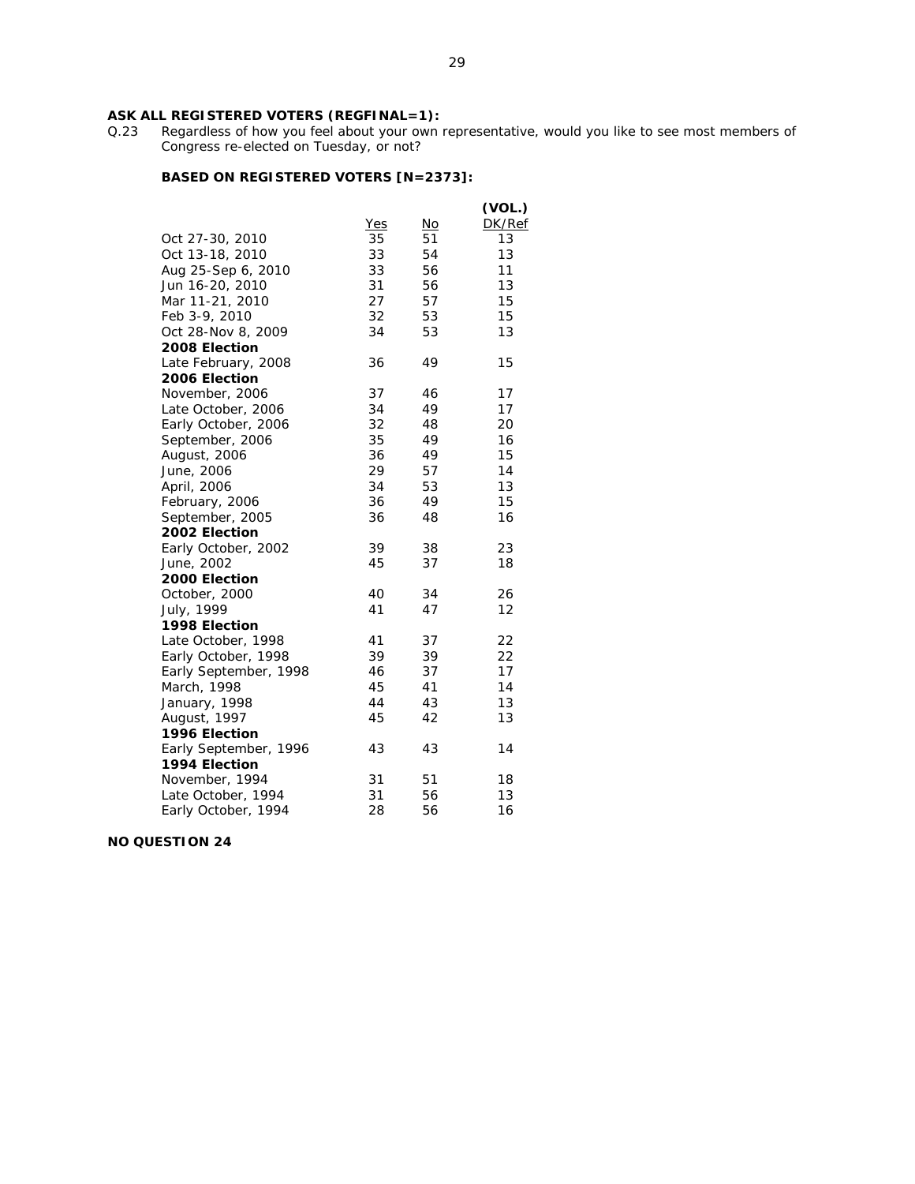**ASK ALL REGISTERED VOTERS (REGFINAL=1):**

Q.23 Regardless of how you feel about your own representative, would you like to see most members of Congress re-elected on Tuesday, or not?

**BASED ON REGISTERED VOTERS [N=2373]:**

| | Yes | No | (VOL.) DK/Ref |
|---|---|---|---|
| Oct 27-30, 2010 | 35 | 51 | 13 |
| Oct 13-18, 2010 | 33 | 54 | 13 |
| Aug 25-Sep 6, 2010 | 33 | 56 | 11 |
| Jun 16-20, 2010 | 31 | 56 | 13 |
| Mar 11-21, 2010 | 27 | 57 | 15 |
| Feb 3-9, 2010 | 32 | 53 | 15 |
| Oct 28-Nov 8, 2009 | 34 | 53 | 13 |
| **2008 Election** | | | |
| Late February, 2008 | 36 | 49 | 15 |
| **2006 Election** | | | |
| November, 2006 | 37 | 46 | 17 |
| Late October, 2006 | 34 | 49 | 17 |
| Early October, 2006 | 32 | 48 | 20 |
| September, 2006 | 35 | 49 | 16 |
| August, 2006 | 36 | 49 | 15 |
| June, 2006 | 29 | 57 | 14 |
| April, 2006 | 34 | 53 | 13 |
| February, 2006 | 36 | 49 | 15 |
| September, 2005 | 36 | 48 | 16 |
| **2002 Election** | | | |
| Early October, 2002 | 39 | 38 | 23 |
| June, 2002 | 45 | 37 | 18 |
| **2000 Election** | | | |
| October, 2000 | 40 | 34 | 26 |
| July, 1999 | 41 | 47 | 12 |
| **1998 Election** | | | |
| Late October, 1998 | 41 | 37 | 22 |
| Early October, 1998 | 39 | 39 | 22 |
| Early September, 1998 | 46 | 37 | 17 |
| March, 1998 | 45 | 41 | 14 |
| January, 1998 | 44 | 43 | 13 |
| August, 1997 | 45 | 42 | 13 |
| **1996 Election** | | | |
| Early September, 1996 | 43 | 43 | 14 |
| **1994 Election** | | | |
| November, 1994 | 31 | 51 | 18 |
| Late October, 1994 | 31 | 56 | 13 |
| Early October, 1994 | 28 | 56 | 16 |

**NO QUESTION 24**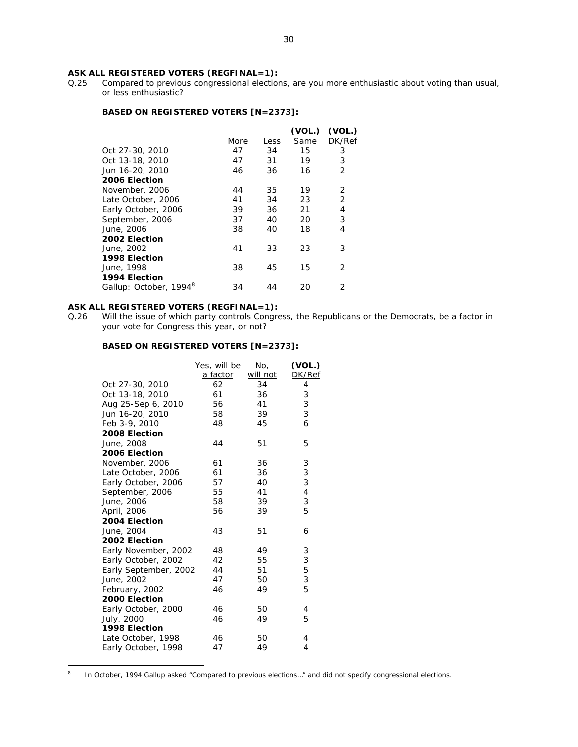**ASK ALL REGISTERED VOTERS (REGFINAL=1):**

Q.25 Compared to previous congressional elections, are you more enthusiastic about voting than usual, or less enthusiastic?

**BASED ON REGISTERED VOTERS [N=2373]:**

| | More | Less | (VOL.) Same | (VOL.) DK/Ref |
|---|---|---|---|---|
| Oct 27-30, 2010 | 47 | 34 | 15 | 3 |
| Oct 13-18, 2010 | 47 | 31 | 19 | 3 |
| Jun 16-20, 2010 | 46 | 36 | 16 | 2 |
| **2006 Election** | | | | |
| November, 2006 | 44 | 35 | 19 | 2 |
| Late October, 2006 | 41 | 34 | 23 | 2 |
| Early October, 2006 | 39 | 36 | 21 | 4 |
| September, 2006 | 37 | 40 | 20 | 3 |
| June, 2006 | 38 | 40 | 18 | 4 |
| **2002 Election** | | | | |
| June, 2002 | 41 | 33 | 23 | 3 |
| **1998 Election** | | | | |
| June, 1998 | 38 | 45 | 15 | 2 |
| **1994 Election** | | | | |
| Gallup: October, 1994[8] | 34 | 44 | 20 | 2 |

**ASK ALL REGISTERED VOTERS (REGFINAL=1):**

Q.26 Will the issue of which party controls Congress, the Republicans or the Democrats, be a factor in your vote for Congress this year, or not?

**BASED ON REGISTERED VOTERS [N=2373]:**

| | Yes, will be a factor | No, will not | (VOL.) DK/Ref |
|---|---|---|---|
| Oct 27-30, 2010 | 62 | 34 | 4 |
| Oct 13-18, 2010 | 61 | 36 | 3 |
| Aug 25-Sep 6, 2010 | 56 | 41 | 3 |
| Jun 16-20, 2010 | 58 | 39 | 3 |
| Feb 3-9, 2010 | 48 | 45 | 6 |
| **2008 Election** | | | |
| June, 2008 | 44 | 51 | 5 |
| **2006 Election** | | | |
| November, 2006 | 61 | 36 | 3 |
| Late October, 2006 | 61 | 36 | 3 |
| Early October, 2006 | 57 | 40 | 3 |
| September, 2006 | 55 | 41 | 4 |
| June, 2006 | 58 | 39 | 3 |
| April, 2006 | 56 | 39 | 5 |
| **2004 Election** | | | |
| June, 2004 | 43 | 51 | 6 |
| **2002 Election** | | | |
| Early November, 2002 | 48 | 49 | 3 |
| Early October, 2002 | 42 | 55 | 3 |
| Early September, 2002 | 44 | 51 | 5 |
| June, 2002 | 47 | 50 | 3 |
| February, 2002 | 46 | 49 | 5 |
| **2000 Election** | | | |
| Early October, 2000 | 46 | 50 | 4 |
| July, 2000 | 46 | 49 | 5 |
| **1998 Election** | | | |
| Late October, 1998 | 46 | 50 | 4 |
| Early October, 1998 | 47 | 49 | 4 |

[8] In October, 1994 Gallup asked "Compared to previous elections…" and did not specify congressional elections.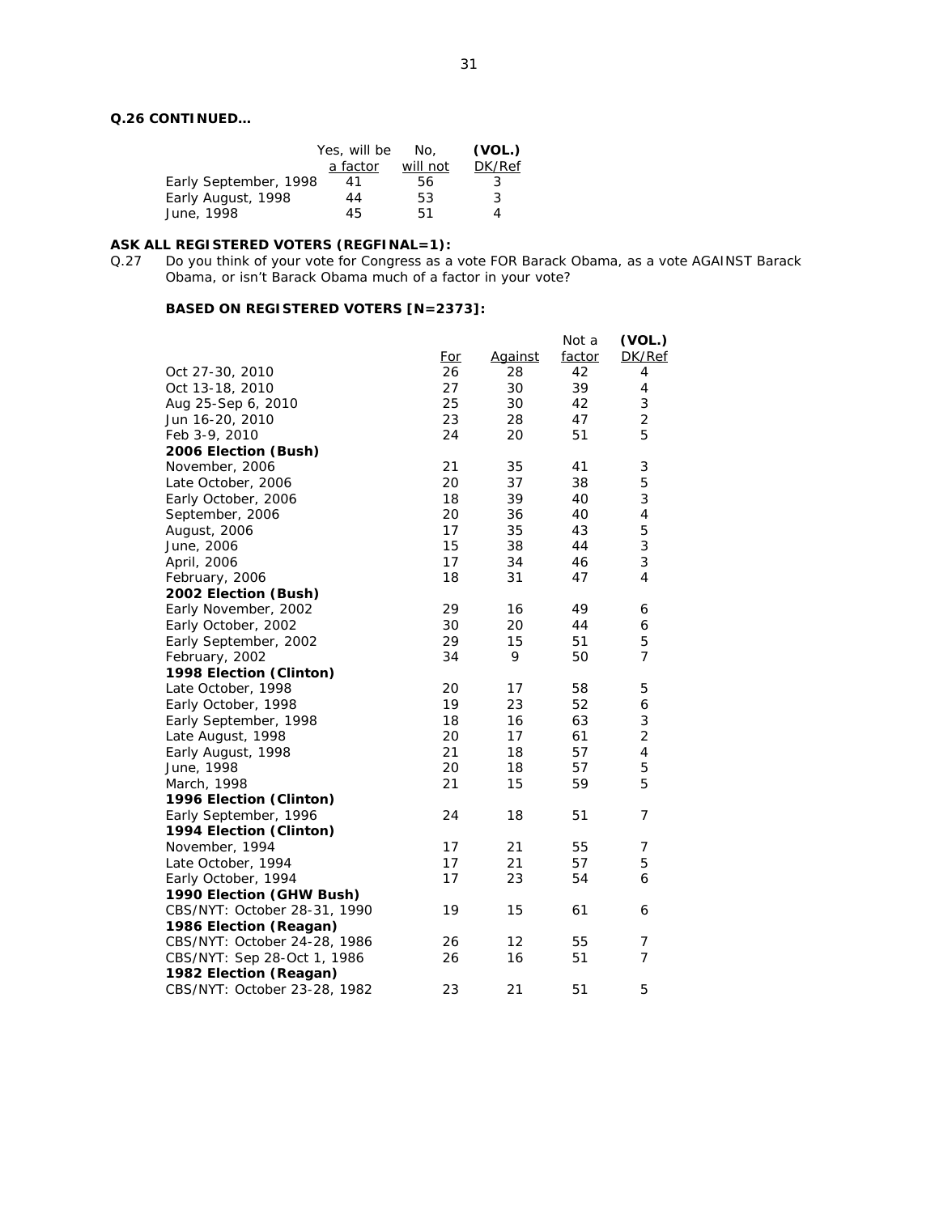**Q.26 CONTINUED…**

| | Yes, will be a factor | No, will not | (VOL.) DK/Ref |
|---|---|---|---|
| Early September, 1998 | 41 | 56 | 3 |
| Early August, 1998 | 44 | 53 | 3 |
| June, 1998 | 45 | 51 | 4 |

**ASK ALL REGISTERED VOTERS (REGFINAL=1):**

Q.27 Do you think of your vote for Congress as a vote FOR Barack Obama, as a vote AGAINST Barack Obama, or isn't Barack Obama much of a factor in your vote?

**BASED ON REGISTERED VOTERS [N=2373]:**

| | For | Against | Not a factor | (VOL.) DK/Ref |
|---|---|---|---|---|
| Oct 27-30, 2010 | 26 | 28 | 42 | 4 |
| Oct 13-18, 2010 | 27 | 30 | 39 | 4 |
| Aug 25-Sep 6, 2010 | 25 | 30 | 42 | 3 |
| Jun 16-20, 2010 | 23 | 28 | 47 | 2 |
| Feb 3-9, 2010 | 24 | 20 | 51 | 5 |
| **2006 Election (Bush)** | | | | |
| November, 2006 | 21 | 35 | 41 | 3 |
| Late October, 2006 | 20 | 37 | 38 | 5 |
| Early October, 2006 | 18 | 39 | 40 | 3 |
| September, 2006 | 20 | 36 | 40 | 4 |
| August, 2006 | 17 | 35 | 43 | 5 |
| June, 2006 | 15 | 38 | 44 | 3 |
| April, 2006 | 17 | 34 | 46 | 3 |
| February, 2006 | 18 | 31 | 47 | 4 |
| **2002 Election (Bush)** | | | | |
| Early November, 2002 | 29 | 16 | 49 | 6 |
| Early October, 2002 | 30 | 20 | 44 | 6 |
| Early September, 2002 | 29 | 15 | 51 | 5 |
| February, 2002 | 34 | 9 | 50 | 7 |
| **1998 Election (Clinton)** | | | | |
| Late October, 1998 | 20 | 17 | 58 | 5 |
| Early October, 1998 | 19 | 23 | 52 | 6 |
| Early September, 1998 | 18 | 16 | 63 | 3 |
| Late August, 1998 | 20 | 17 | 61 | 2 |
| Early August, 1998 | 21 | 18 | 57 | 4 |
| June, 1998 | 20 | 18 | 57 | 5 |
| March, 1998 | 21 | 15 | 59 | 5 |
| **1996 Election (Clinton)** | | | | |
| Early September, 1996 | 24 | 18 | 51 | 7 |
| **1994 Election (Clinton)** | | | | |
| November, 1994 | 17 | 21 | 55 | 7 |
| Late October, 1994 | 17 | 21 | 57 | 5 |
| Early October, 1994 | 17 | 23 | 54 | 6 |
| **1990 Election (GHW Bush)** | | | | |
| CBS/NYT: October 28-31, 1990 | 19 | 15 | 61 | 6 |
| **1986 Election (Reagan)** | | | | |
| CBS/NYT: October 24-28, 1986 | 26 | 12 | 55 | 7 |
| CBS/NYT: Sep 28-Oct 1, 1986 | 26 | 16 | 51 | 7 |
| **1982 Election (Reagan)** | | | | |
| CBS/NYT: October 23-28, 1982 | 23 | 21 | 51 | 5 |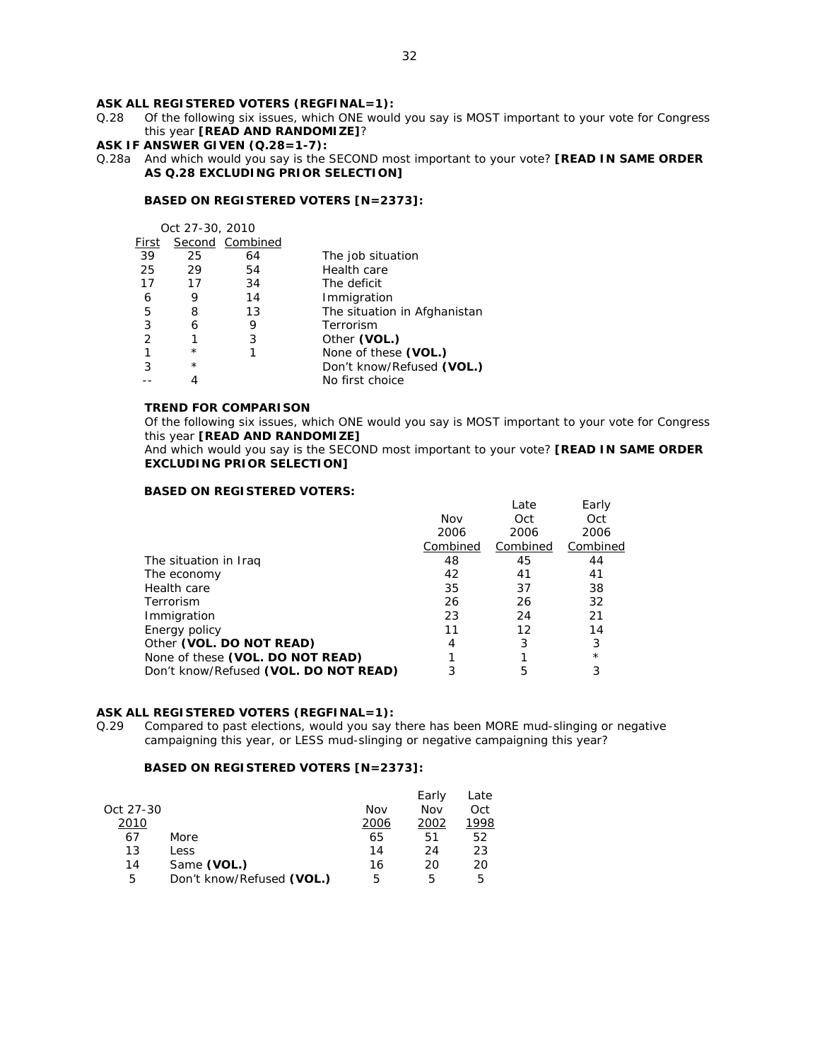**ASK ALL REGISTERED VOTERS (REGFINAL=1):**

Q.28 Of the following six issues, which ONE would you say is MOST important to your vote for Congress this year **[READ AND RANDOMIZE]**?

**ASK IF ANSWER GIVEN (Q.28=1-7):**

Q.28a And which would you say is the SECOND most important to your vote? **[READ IN SAME ORDER AS Q.28 EXCLUDING PRIOR SELECTION]**

**BASED ON REGISTERED VOTERS [N=2373]:**

| Oct 27-30, 2010 | | | |
|---|---|---|---|
| First | Second | Combined | |
| 39 | 25 | 64 | The job situation |
| 25 | 29 | 54 | Health care |
| 17 | 17 | 34 | The deficit |
| 6 | 9 | 14 | Immigration |
| 5 | 8 | 13 | The situation in Afghanistan |
| 3 | 6 | 9 | Terrorism |
| 2 | 1 | 3 | Other **(VOL.)** |
| 1 | * | 1 | None of these **(VOL.)** |
| 3 | * | | Don't know/Refused **(VOL.)** |
| -- | 4 | | No first choice |

**TREND FOR COMPARISON**

Of the following six issues, which ONE would you say is MOST important to your vote for Congress this year **[READ AND RANDOMIZE]**

And which would you say is the SECOND most important to your vote? **[READ IN SAME ORDER EXCLUDING PRIOR SELECTION]**

**BASED ON REGISTERED VOTERS:**

| | Nov 2006 Combined | Late Oct 2006 Combined | Early Oct 2006 Combined |
|---|---|---|---|
| The situation in Iraq | 48 | 45 | 44 |
| The economy | 42 | 41 | 41 |
| Health care | 35 | 37 | 38 |
| Terrorism | 26 | 26 | 32 |
| Immigration | 23 | 24 | 21 |
| Energy policy | 11 | 12 | 14 |
| Other **(VOL. DO NOT READ)** | 4 | 3 | 3 |
| None of these **(VOL. DO NOT READ)** | 1 | 1 | * |
| Don't know/Refused **(VOL. DO NOT READ)** | 3 | 5 | 3 |

**ASK ALL REGISTERED VOTERS (REGFINAL=1):**

Q.29 Compared to past elections, would you say there has been MORE mud-slinging or negative campaigning this year, or LESS mud-slinging or negative campaigning this year?

**BASED ON REGISTERED VOTERS [N=2373]:**

| Oct 27-30 2010 | | Nov 2006 | Early Nov 2002 | Late Oct 1998 |
|---|---|---|---|---|
| 67 | More | 65 | 51 | 52 |
| 13 | Less | 14 | 24 | 23 |
| 14 | Same **(VOL.)** | 16 | 20 | 20 |
| 5 | Don't know/Refused **(VOL.)** | 5 | 5 | 5 |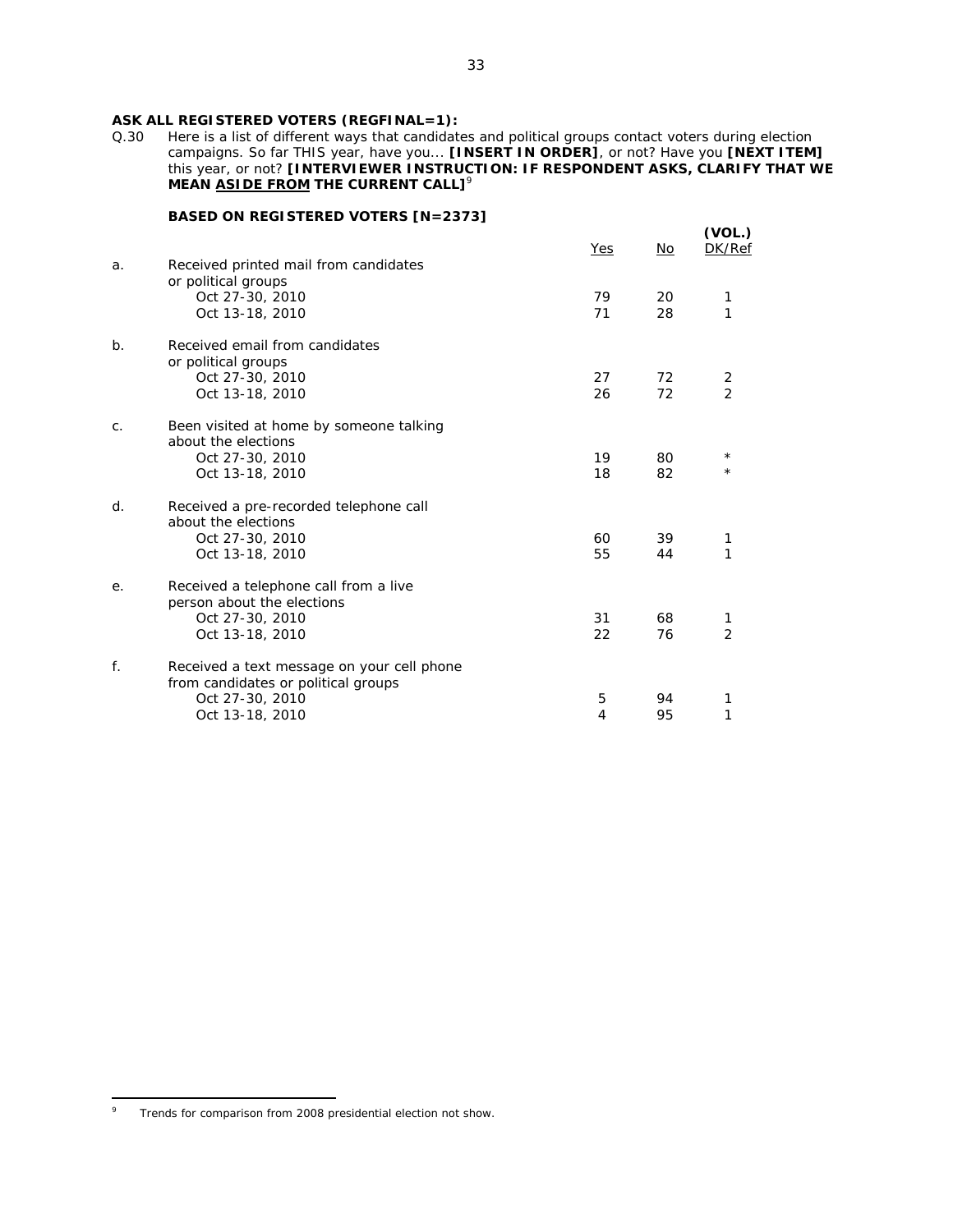**ASK ALL REGISTERED VOTERS (REGFINAL=1):**

Q.30 Here is a list of different ways that candidates and political groups contact voters during election campaigns. So far THIS year, have you... **[INSERT IN ORDER]**, or not? Have you **[NEXT ITEM]** this year, or not? **[INTERVIEWER INSTRUCTION: IF RESPONDENT ASKS, CLARIFY THAT WE MEAN <u>ASIDE FROM</u> THE CURRENT CALL]**[9]

**BASED ON REGISTERED VOTERS [N=2373]**

| | | Yes | No | (VOL.) DK/Ref |
|---|---|---|---|---|
| a. | Received printed mail from candidates or political groups | | | |
| | Oct 27-30, 2010 | 79 | 20 | 1 |
| | Oct 13-18, 2010 | 71 | 28 | 1 |
| b. | Received email from candidates or political groups | | | |
| | Oct 27-30, 2010 | 27 | 72 | 2 |
| | Oct 13-18, 2010 | 26 | 72 | 2 |
| c. | Been visited at home by someone talking about the elections | | | |
| | Oct 27-30, 2010 | 19 | 80 | * |
| | Oct 13-18, 2010 | 18 | 82 | * |
| d. | Received a pre-recorded telephone call about the elections | | | |
| | Oct 27-30, 2010 | 60 | 39 | 1 |
| | Oct 13-18, 2010 | 55 | 44 | 1 |
| e. | Received a telephone call from a live person about the elections | | | |
| | Oct 27-30, 2010 | 31 | 68 | 1 |
| | Oct 13-18, 2010 | 22 | 76 | 2 |
| f. | Received a text message on your cell phone from candidates or political groups | | | |
| | Oct 27-30, 2010 | 5 | 94 | 1 |
| | Oct 13-18, 2010 | 4 | 95 | 1 |

[9] Trends for comparison from 2008 presidential election not show.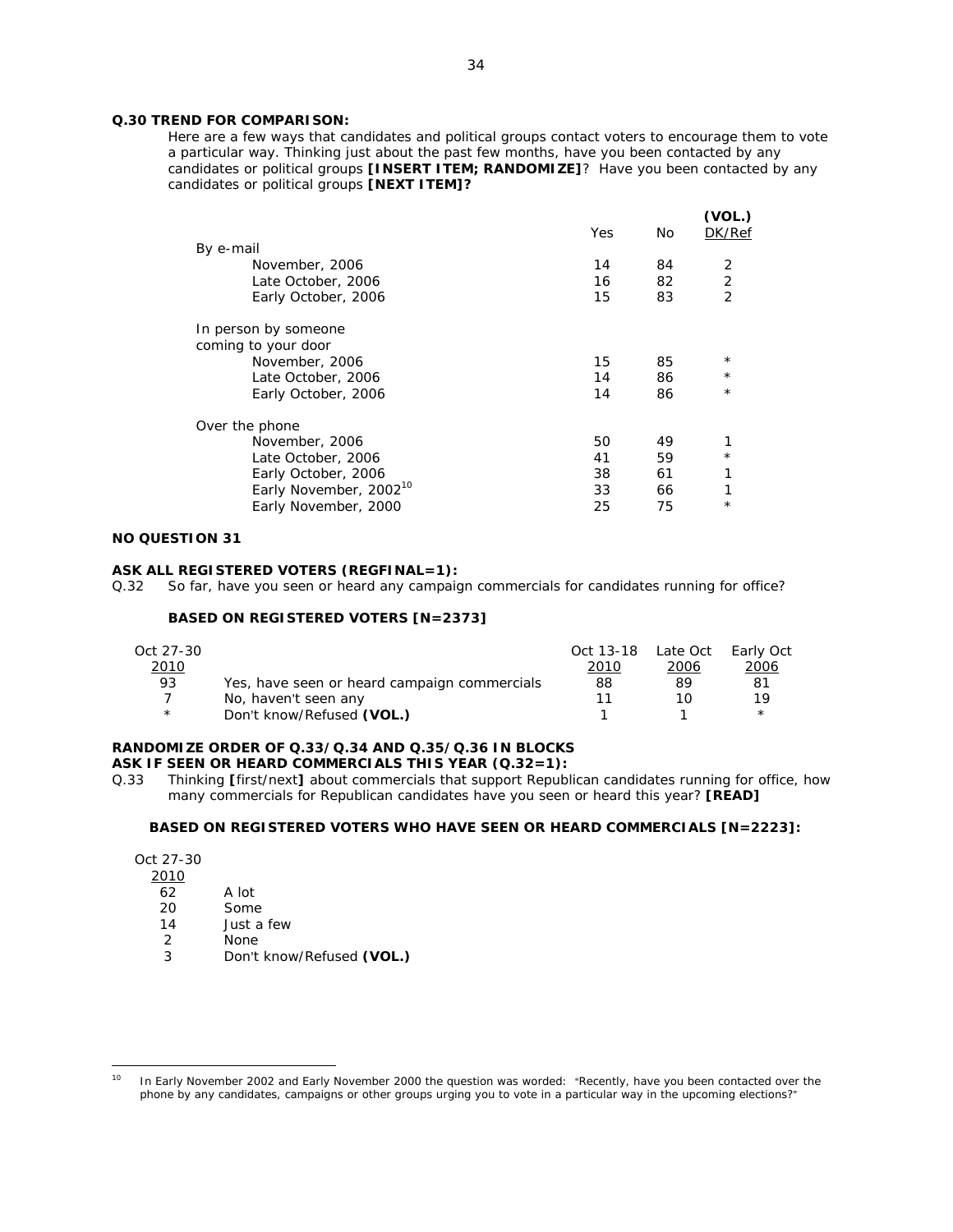**Q.30 TREND FOR COMPARISON:**

Here are a few ways that candidates and political groups contact voters to encourage them to vote a particular way. Thinking just about the past few months, have you been contacted by any candidates or political groups **[INSERT ITEM; RANDOMIZE]**? Have you been contacted by any candidates or political groups **[NEXT ITEM]?**

| | Yes | No | **(VOL.)** DK/Ref |
|---|---|---|---|
| By e-mail | | | |
| November, 2006 | 14 | 84 | 2 |
| Late October, 2006 | 16 | 82 | 2 |
| Early October, 2006 | 15 | 83 | 2 |
| In person by someone coming to your door | | | |
| November, 2006 | 15 | 85 | * |
| Late October, 2006 | 14 | 86 | * |
| Early October, 2006 | 14 | 86 | * |
| Over the phone | | | |
| November, 2006 | 50 | 49 | 1 |
| Late October, 2006 | 41 | 59 | * |
| Early October, 2006 | 38 | 61 | 1 |
| Early November, 2002[10] | 33 | 66 | 1 |
| Early November, 2000 | 25 | 75 | * |

**NO QUESTION 31**

**ASK ALL REGISTERED VOTERS (REGFINAL=1):**

Q.32 So far, have you seen or heard any campaign commercials for candidates running for office?

**BASED ON REGISTERED VOTERS [N=2373]**

| Oct 27-30 2010 | | Oct 13-18 2010 | Late Oct 2006 | Early Oct 2006 |
|---|---|---|---|---|
| 93 | Yes, have seen or heard campaign commercials | 88 | 89 | 81 |
| 7 | No, haven't seen any | 11 | 10 | 19 |
| * | Don't know/Refused **(VOL.)** | 1 | 1 | * |

**RANDOMIZE ORDER OF Q.33/Q.34 AND Q.35/Q.36 IN BLOCKS**
**ASK IF SEEN OR HEARD COMMERCIALS THIS YEAR (Q.32=1):**

Q.33 Thinking **[**first/next**]** about commercials that support Republican candidates running for office, how many commercials for Republican candidates have you seen or heard this year? **[READ]**

**BASED ON REGISTERED VOTERS WHO HAVE SEEN OR HEARD COMMERCIALS [N=2223]:**

| Oct 27-30 2010 | |
|---|---|
| 62 | A lot |
| 20 | Some |
| 14 | Just a few |
| 2 | None |
| 3 | Don't know/Refused **(VOL.)** |

[10] In Early November 2002 and Early November 2000 the question was worded: "Recently, have you been contacted over the phone by any candidates, campaigns or other groups urging you to vote in a particular way in the upcoming elections?"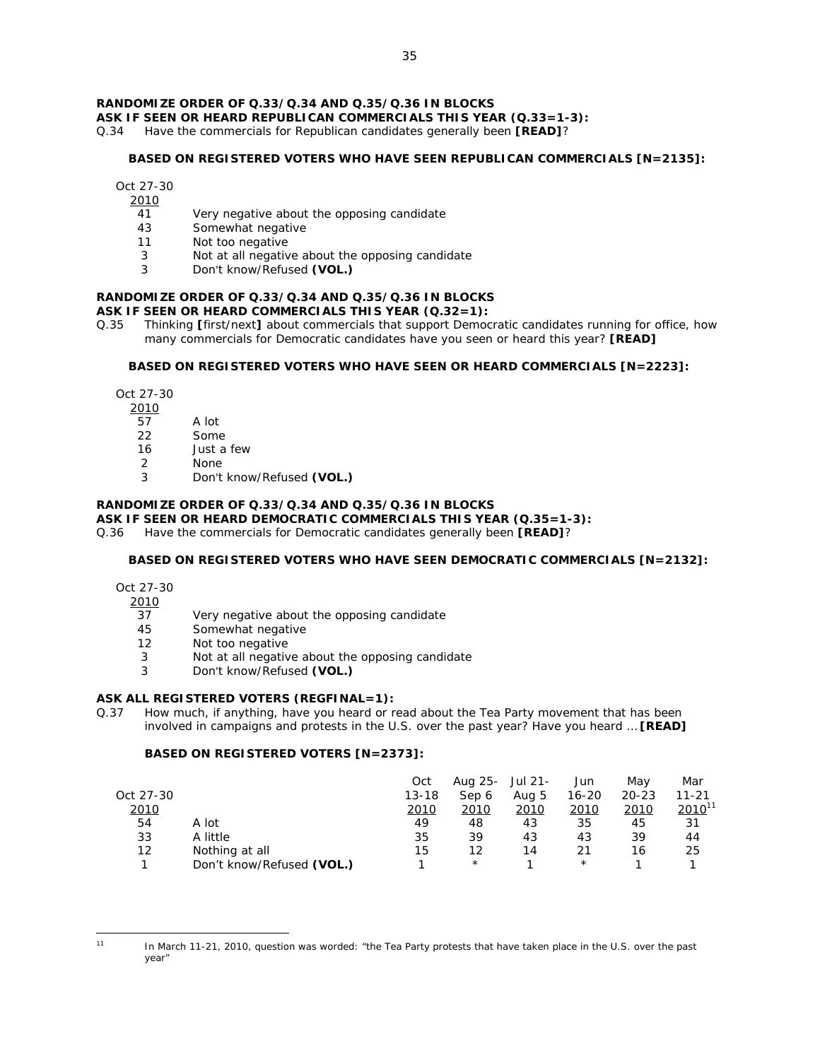**RANDOMIZE ORDER OF Q.33/Q.34 AND Q.35/Q.36 IN BLOCKS**
**ASK IF SEEN OR HEARD REPUBLICAN COMMERCIALS THIS YEAR (Q.33=1-3):**

Q.34 Have the commercials for Republican candidates generally been **[READ]**?

**BASED ON REGISTERED VOTERS WHO HAVE SEEN REPUBLICAN COMMERCIALS [N=2135]:**

| Oct 27-30 2010 | |
|---|---|
| 41 | Very negative about the opposing candidate |
| 43 | Somewhat negative |
| 11 | Not too negative |
| 3 | Not at all negative about the opposing candidate |
| 3 | Don't know/Refused **(VOL.)** |

**RANDOMIZE ORDER OF Q.33/Q.34 AND Q.35/Q.36 IN BLOCKS**
**ASK IF SEEN OR HEARD COMMERCIALS THIS YEAR (Q.32=1):**

Q.35 Thinking **[**first/next**]** about commercials that support Democratic candidates running for office, how many commercials for Democratic candidates have you seen or heard this year? **[READ]**

**BASED ON REGISTERED VOTERS WHO HAVE SEEN OR HEARD COMMERCIALS [N=2223]:**

| Oct 27-30 2010 | |
|---|---|
| 57 | A lot |
| 22 | Some |
| 16 | Just a few |
| 2 | None |
| 3 | Don't know/Refused **(VOL.)** |

**RANDOMIZE ORDER OF Q.33/Q.34 AND Q.35/Q.36 IN BLOCKS**
**ASK IF SEEN OR HEARD DEMOCRATIC COMMERCIALS THIS YEAR (Q.35=1-3):**

Q.36 Have the commercials for Democratic candidates generally been **[READ]**?

**BASED ON REGISTERED VOTERS WHO HAVE SEEN DEMOCRATIC COMMERCIALS [N=2132]:**

| Oct 27-30 2010 | |
|---|---|
| 37 | Very negative about the opposing candidate |
| 45 | Somewhat negative |
| 12 | Not too negative |
| 3 | Not at all negative about the opposing candidate |
| 3 | Don't know/Refused **(VOL.)** |

**ASK ALL REGISTERED VOTERS (REGFINAL=1):**

Q.37 How much, if anything, have you heard or read about the Tea Party movement that has been involved in campaigns and protests in the U.S. over the past year? Have you heard … **[READ]**

**BASED ON REGISTERED VOTERS [N=2373]:**

| Oct 27-30 2010 | | Oct 13-18 2010 | Aug 25-Sep 6 2010 | Jul 21-Aug 5 2010 | Jun 16-20 2010 | May 20-23 2010 | Mar 11-21 2010[11] |
|---|---|---|---|---|---|---|---|
| 54 | A lot | 49 | 48 | 43 | 35 | 45 | 31 |
| 33 | A little | 35 | 39 | 43 | 43 | 39 | 44 |
| 12 | Nothing at all | 15 | 12 | 14 | 21 | 16 | 25 |
| 1 | Don't know/Refused **(VOL.)** | 1 | * | 1 | * | 1 | 1 |

[11] In March 11-21, 2010, question was worded: "the Tea Party protests that have taken place in the U.S. over the past year"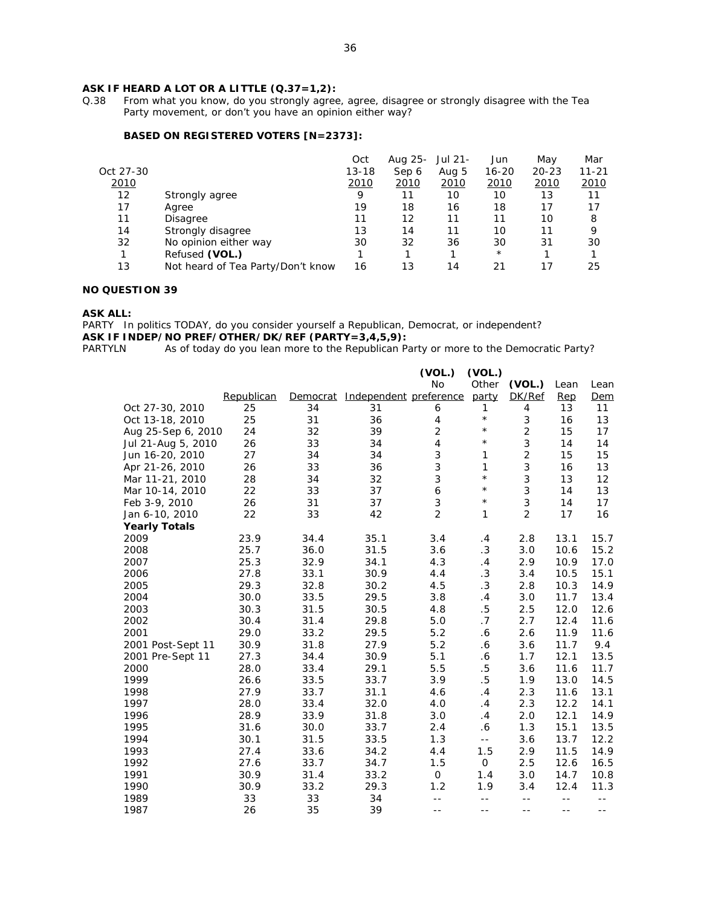**ASK IF HEARD A LOT OR A LITTLE (Q.37=1,2):**

Q.38 From what you know, do you strongly agree, agree, disagree or strongly disagree with the Tea Party movement, or don't you have an opinion either way?

**BASED ON REGISTERED VOTERS [N=2373]:**

| Oct 27-30 2010 | | Oct 13-18 2010 | Aug 25-Sep 6 2010 | Jul 21-Aug 5 2010 | Jun 16-20 2010 | May 20-23 2010 | Mar 11-21 2010 |
|---|---|---|---|---|---|---|---|
| 12 | Strongly agree | 9 | 11 | 10 | 10 | 13 | 11 |
| 17 | Agree | 19 | 18 | 16 | 18 | 17 | 17 |
| 11 | Disagree | 11 | 12 | 11 | 11 | 10 | 8 |
| 14 | Strongly disagree | 13 | 14 | 11 | 10 | 11 | 9 |
| 32 | No opinion either way | 30 | 32 | 36 | 30 | 31 | 30 |
| 1 | Refused **(VOL.)** | 1 | 1 | 1 | * | 1 | 1 |
| 13 | Not heard of Tea Party/Don't know | 16 | 13 | 14 | 21 | 17 | 25 |

**NO QUESTION 39**

**ASK ALL:**

PARTY In politics TODAY, do you consider yourself a Republican, Democrat, or independent?

**ASK IF INDEP/NO PREF/OTHER/DK/REF (PARTY=3,4,5,9):**

PARTYLN As of today do you lean more to the Republican Party or more to the Democratic Party?

| | Republican | Democrat | Independent | (VOL.) No preference | (VOL.) Other party | (VOL.) DK/Ref | Lean Rep | Lean Dem |
|---|---|---|---|---|---|---|---|---|
| Oct 27-30, 2010 | 25 | 34 | 31 | 6 | 1 | 4 | 13 | 11 |
| Oct 13-18, 2010 | 25 | 31 | 36 | 4 | * | 3 | 16 | 13 |
| Aug 25-Sep 6, 2010 | 24 | 32 | 39 | 2 | * | 2 | 15 | 17 |
| Jul 21-Aug 5, 2010 | 26 | 33 | 34 | 4 | * | 3 | 14 | 14 |
| Jun 16-20, 2010 | 27 | 34 | 34 | 3 | 1 | 2 | 15 | 15 |
| Apr 21-26, 2010 | 26 | 33 | 36 | 3 | 1 | 3 | 16 | 13 |
| Mar 11-21, 2010 | 28 | 34 | 32 | 3 | * | 3 | 13 | 12 |
| Mar 10-14, 2010 | 22 | 33 | 37 | 6 | * | 3 | 14 | 13 |
| Feb 3-9, 2010 | 26 | 31 | 37 | 3 | * | 3 | 14 | 17 |
| Jan 6-10, 2010 | 22 | 33 | 42 | 2 | 1 | 2 | 17 | 16 |
| **Yearly Totals** | | | | | | | | |
| 2009 | 23.9 | 34.4 | 35.1 | 3.4 | .4 | 2.8 | 13.1 | 15.7 |
| 2008 | 25.7 | 36.0 | 31.5 | 3.6 | .3 | 3.0 | 10.6 | 15.2 |
| 2007 | 25.3 | 32.9 | 34.1 | 4.3 | .4 | 2.9 | 10.9 | 17.0 |
| 2006 | 27.8 | 33.1 | 30.9 | 4.4 | .3 | 3.4 | 10.5 | 15.1 |
| 2005 | 29.3 | 32.8 | 30.2 | 4.5 | .3 | 2.8 | 10.3 | 14.9 |
| 2004 | 30.0 | 33.5 | 29.5 | 3.8 | .4 | 3.0 | 11.7 | 13.4 |
| 2003 | 30.3 | 31.5 | 30.5 | 4.8 | .5 | 2.5 | 12.0 | 12.6 |
| 2002 | 30.4 | 31.4 | 29.8 | 5.0 | .7 | 2.7 | 12.4 | 11.6 |
| 2001 | 29.0 | 33.2 | 29.5 | 5.2 | .6 | 2.6 | 11.9 | 11.6 |
| 2001 Post-Sept 11 | 30.9 | 31.8 | 27.9 | 5.2 | .6 | 3.6 | 11.7 | 9.4 |
| 2001 Pre-Sept 11 | 27.3 | 34.4 | 30.9 | 5.1 | .6 | 1.7 | 12.1 | 13.5 |
| 2000 | 28.0 | 33.4 | 29.1 | 5.5 | .5 | 3.6 | 11.6 | 11.7 |
| 1999 | 26.6 | 33.5 | 33.7 | 3.9 | .5 | 1.9 | 13.0 | 14.5 |
| 1998 | 27.9 | 33.7 | 31.1 | 4.6 | .4 | 2.3 | 11.6 | 13.1 |
| 1997 | 28.0 | 33.4 | 32.0 | 4.0 | .4 | 2.3 | 12.2 | 14.1 |
| 1996 | 28.9 | 33.9 | 31.8 | 3.0 | .4 | 2.0 | 12.1 | 14.9 |
| 1995 | 31.6 | 30.0 | 33.7 | 2.4 | .6 | 1.3 | 15.1 | 13.5 |
| 1994 | 30.1 | 31.5 | 33.5 | 1.3 | -- | 3.6 | 13.7 | 12.2 |
| 1993 | 27.4 | 33.6 | 34.2 | 4.4 | 1.5 | 2.9 | 11.5 | 14.9 |
| 1992 | 27.6 | 33.7 | 34.7 | 1.5 | 0 | 2.5 | 12.6 | 16.5 |
| 1991 | 30.9 | 31.4 | 33.2 | 0 | 1.4 | 3.0 | 14.7 | 10.8 |
| 1990 | 30.9 | 33.2 | 29.3 | 1.2 | 1.9 | 3.4 | 12.4 | 11.3 |
| 1989 | 33 | 33 | 34 | -- | -- | -- | -- | -- |
| 1987 | 26 | 35 | 39 | -- | -- | -- | -- | -- |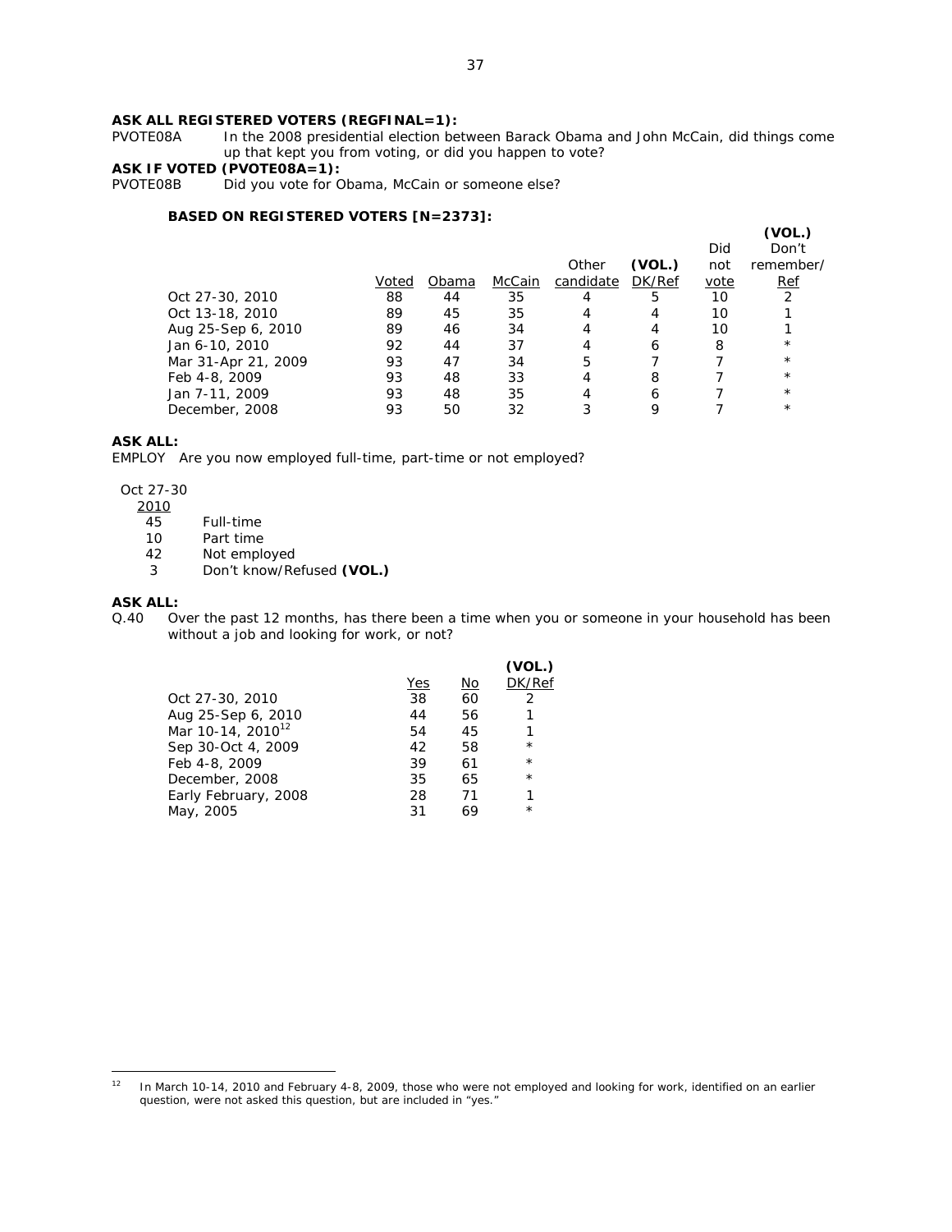**ASK ALL REGISTERED VOTERS (REGFINAL=1):**

PVOTE08A In the 2008 presidential election between Barack Obama and John McCain, did things come up that kept you from voting, or did you happen to vote?

**ASK IF VOTED (PVOTE08A=1):**

PVOTE08B Did you vote for Obama, McCain or someone else?

**BASED ON REGISTERED VOTERS [N=2373]:**

| | Voted | Obama | McCain | Other candidate | (VOL.) DK/Ref | Did not vote | (VOL.) Don't remember/ Ref |
|---|---|---|---|---|---|---|---|
| Oct 27-30, 2010 | 88 | 44 | 35 | 4 | 5 | 10 | 2 |
| Oct 13-18, 2010 | 89 | 45 | 35 | 4 | 4 | 10 | 1 |
| Aug 25-Sep 6, 2010 | 89 | 46 | 34 | 4 | 4 | 10 | 1 |
| Jan 6-10, 2010 | 92 | 44 | 37 | 4 | 6 | 8 | * |
| Mar 31-Apr 21, 2009 | 93 | 47 | 34 | 5 | 7 | 7 | * |
| Feb 4-8, 2009 | 93 | 48 | 33 | 4 | 8 | 7 | * |
| Jan 7-11, 2009 | 93 | 48 | 35 | 4 | 6 | 7 | * |
| December, 2008 | 93 | 50 | 32 | 3 | 9 | 7 | * |

**ASK ALL:**

EMPLOY Are you now employed full-time, part-time or not employed?

| Oct 27-30 2010 | |
|---|---|
| 45 | Full-time |
| 10 | Part time |
| 42 | Not employed |
| 3 | Don't know/Refused **(VOL.)** |

**ASK ALL:**

Q.40 Over the past 12 months, has there been a time when you or someone in your household has been without a job and looking for work, or not?

| | Yes | No | (VOL.) DK/Ref |
|---|---|---|---|
| Oct 27-30, 2010 | 38 | 60 | 2 |
| Aug 25-Sep 6, 2010 | 44 | 56 | 1 |
| Mar 10-14, 2010[12] | 54 | 45 | 1 |
| Sep 30-Oct 4, 2009 | 42 | 58 | * |
| Feb 4-8, 2009 | 39 | 61 | * |
| December, 2008 | 35 | 65 | * |
| Early February, 2008 | 28 | 71 | 1 |
| May, 2005 | 31 | 69 | * |

[12] In March 10-14, 2010 and February 4-8, 2009, those who were not employed and looking for work, identified on an earlier question, were not asked this question, but are included in "yes."